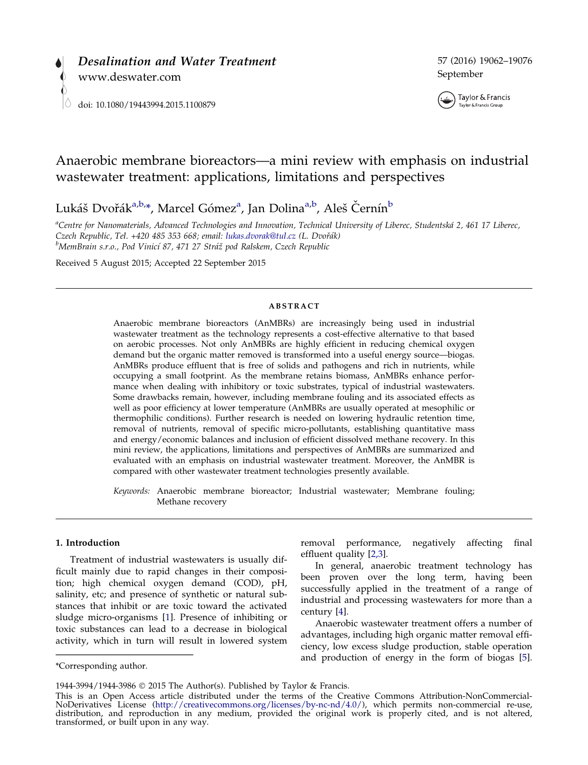# Anaerobic membrane bioreactors—a mini review with emphasis on industrial wastewater treatment: applications, limitations and perspectives

Lukáš Dvořák[a,b,*], Marcel Gómez[a], Jan Dolina[a,b], Aleš Černín[b]

[a] *Centre for Nanomaterials, Advanced Technologies and Innovation, Technical University of Liberec, Studentská 2, 461 17 Liberec, Czech Republic, Tel. +420 485 353 668; email: lukas.dvorak@tul.cz (L. Dvořák)*

[b] *MemBrain s.r.o., Pod Vinicí 87, 471 27 Stráž pod Ralskem, Czech Republic*

Received 5 August 2015; Accepted 22 September 2015

## ABSTRACT

Anaerobic membrane bioreactors (AnMBRs) are increasingly being used in industrial wastewater treatment as the technology represents a cost-effective alternative to that based on aerobic processes. Not only AnMBRs are highly efficient in reducing chemical oxygen demand but the organic matter removed is transformed into a useful energy source—biogas. AnMBRs produce effluent that is free of solids and pathogens and rich in nutrients, while occupying a small footprint. As the membrane retains biomass, AnMBRs enhance performance when dealing with inhibitory or toxic substrates, typical of industrial wastewaters. Some drawbacks remain, however, including membrane fouling and its associated effects as well as poor efficiency at lower temperature (AnMBRs are usually operated at mesophilic or thermophilic conditions). Further research is needed on lowering hydraulic retention time, removal of nutrients, removal of specific micro-pollutants, establishing quantitative mass and energy/economic balances and inclusion of efficient dissolved methane recovery. In this mini review, the applications, limitations and perspectives of AnMBRs are summarized and evaluated with an emphasis on industrial wastewater treatment. Moreover, the AnMBR is compared with other wastewater treatment technologies presently available.

*Keywords:* Anaerobic membrane bioreactor; Industrial wastewater; Membrane fouling; Methane recovery

## 1. Introduction

Treatment of industrial wastewaters is usually difficult mainly due to rapid changes in their composition; high chemical oxygen demand (COD), pH, salinity, etc; and presence of synthetic or natural substances that inhibit or are toxic toward the activated sludge micro-organisms [1]. Presence of inhibiting or toxic substances can lead to a decrease in biological activity, which in turn will result in lowered system removal performance, negatively affecting final effluent quality [2,3].

In general, anaerobic treatment technology has been proven over the long term, having been successfully applied in the treatment of a range of industrial and processing wastewaters for more than a century [4].

Anaerobic wastewater treatment offers a number of advantages, including high organic matter removal efficiency, low excess sludge production, stable operation and production of energy in the form of biogas [5].

*Corresponding author.

1944-3994/1944-3986 © 2015 The Author(s). Published by Taylor & Francis.

This is an Open Access article distributed under the terms of the Creative Commons Attribution-NonCommercial-NoDerivatives License (http://creativecommons.org/licenses/by-nc-nd/4.0/), which permits non-commercial re-use, distribution, and reproduction in any medium, provided the original work is properly cited, and is not altered, transformed, or built upon in any way.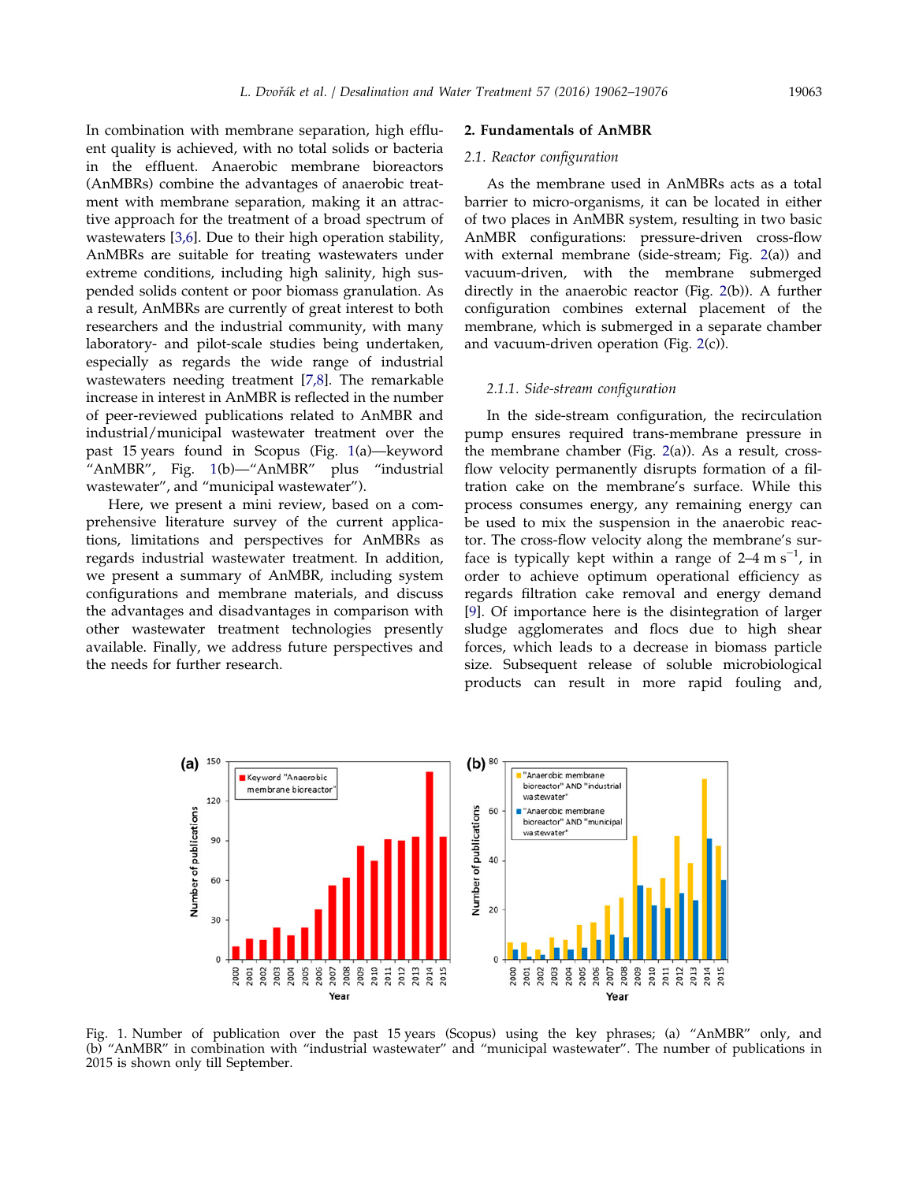In combination with membrane separation, high effluent quality is achieved, with no total solids or bacteria in the effluent. Anaerobic membrane bioreactors (AnMBRs) combine the advantages of anaerobic treatment with membrane separation, making it an attractive approach for the treatment of a broad spectrum of wastewaters [3,6]. Due to their high operation stability, AnMBRs are suitable for treating wastewaters under extreme conditions, including high salinity, high suspended solids content or poor biomass granulation. As a result, AnMBRs are currently of great interest to both researchers and the industrial community, with many laboratory- and pilot-scale studies being undertaken, especially as regards the wide range of industrial wastewaters needing treatment [7,8]. The remarkable increase in interest in AnMBR is reflected in the number of peer-reviewed publications related to AnMBR and industrial/municipal wastewater treatment over the past 15 years found in Scopus (Fig. 1(a)—keyword "AnMBR", Fig. 1(b)—"AnMBR" plus "industrial wastewater", and "municipal wastewater").

Here, we present a mini review, based on a comprehensive literature survey of the current applications, limitations and perspectives for AnMBRs as regards industrial wastewater treatment. In addition, we present a summary of AnMBR, including system configurations and membrane materials, and discuss the advantages and disadvantages in comparison with other wastewater treatment technologies presently available. Finally, we address future perspectives and the needs for further research.

## 2. Fundamentals of AnMBR

### 2.1. Reactor configuration

As the membrane used in AnMBRs acts as a total barrier to micro-organisms, it can be located in either of two places in AnMBR system, resulting in two basic AnMBR configurations: pressure-driven cross-flow with external membrane (side-stream; Fig. 2(a)) and vacuum-driven, with the membrane submerged directly in the anaerobic reactor (Fig. 2(b)). A further configuration combines external placement of the membrane, which is submerged in a separate chamber and vacuum-driven operation (Fig. 2(c)).

#### 2.1.1. Side-stream configuration

In the side-stream configuration, the recirculation pump ensures required trans-membrane pressure in the membrane chamber (Fig. 2(a)). As a result, cross-flow velocity permanently disrupts formation of a filtration cake on the membrane's surface. While this process consumes energy, any remaining energy can be used to mix the suspension in the anaerobic reactor. The cross-flow velocity along the membrane's surface is typically kept within a range of 2–4 m $s^{-1}$, in order to achieve optimum operational efficiency as regards filtration cake removal and energy demand [9]. Of importance here is the disintegration of larger sludge agglomerates and flocs due to high shear forces, which leads to a decrease in biomass particle size. Subsequent release of soluble microbiological products can result in more rapid fouling and,

Fig. 1. Number of publication over the past 15 years (Scopus) using the key phrases; (a) "AnMBR" only, and (b) "AnMBR" in combination with "industrial wastewater" and "municipal wastewater". The number of publications in 2015 is shown only till September.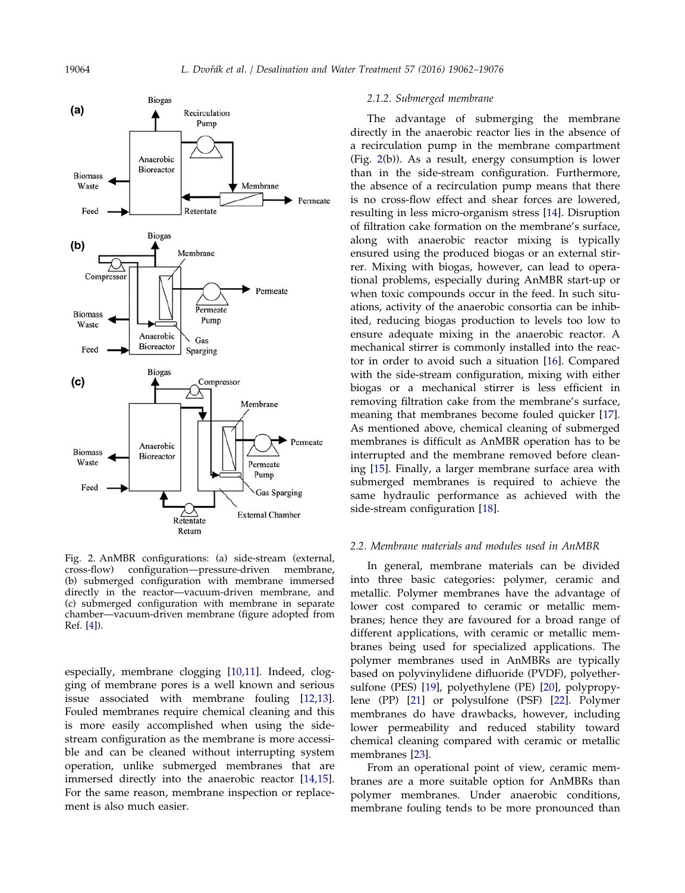Fig. 2. AnMBR configurations: (a) side-stream (external, cross-flow) configuration—pressure-driven membrane, (b) submerged configuration with membrane immersed directly in the reactor—vacuum-driven membrane, and (c) submerged configuration with membrane in separate chamber—vacuum-driven membrane (figure adopted from Ref. [4]).

especially, membrane clogging [10,11]. Indeed, clogging of membrane pores is a well known and serious issue associated with membrane fouling [12,13]. Fouled membranes require chemical cleaning and this is more easily accomplished when using the side-stream configuration as the membrane is more accessible and can be cleaned without interrupting system operation, unlike submerged membranes that are immersed directly into the anaerobic reactor [14,15]. For the same reason, membrane inspection or replacement is also much easier.

#### 2.1.2. Submerged membrane

The advantage of submerging the membrane directly in the anaerobic reactor lies in the absence of a recirculation pump in the membrane compartment (Fig. 2(b)). As a result, energy consumption is lower than in the side-stream configuration. Furthermore, the absence of a recirculation pump means that there is no cross-flow effect and shear forces are lowered, resulting in less micro-organism stress [14]. Disruption of filtration cake formation on the membrane's surface, along with anaerobic reactor mixing is typically ensured using the produced biogas or an external stirrer. Mixing with biogas, however, can lead to operational problems, especially during AnMBR start-up or when toxic compounds occur in the feed. In such situations, activity of the anaerobic consortia can be inhibited, reducing biogas production to levels too low to ensure adequate mixing in the anaerobic reactor. A mechanical stirrer is commonly installed into the reactor in order to avoid such a situation [16]. Compared with the side-stream configuration, mixing with either biogas or a mechanical stirrer is less efficient in removing filtration cake from the membrane's surface, meaning that membranes become fouled quicker [17]. As mentioned above, chemical cleaning of submerged membranes is difficult as AnMBR operation has to be interrupted and the membrane removed before cleaning [15]. Finally, a larger membrane surface area with submerged membranes is required to achieve the same hydraulic performance as achieved with the side-stream configuration [18].

### 2.2. Membrane materials and modules used in AnMBR

In general, membrane materials can be divided into three basic categories: polymer, ceramic and metallic. Polymer membranes have the advantage of lower cost compared to ceramic or metallic membranes; hence they are favoured for a broad range of different applications, with ceramic or metallic membranes being used for specialized applications. The polymer membranes used in AnMBRs are typically based on polyvinylidene difluoride (PVDF), polyethersulfone (PES) [19], polyethylene (PE) [20], polypropylene (PP) [21] or polysulfone (PSF) [22]. Polymer membranes do have drawbacks, however, including lower permeability and reduced stability toward chemical cleaning compared with ceramic or metallic membranes [23].

From an operational point of view, ceramic membranes are a more suitable option for AnMBRs than polymer membranes. Under anaerobic conditions, membrane fouling tends to be more pronounced than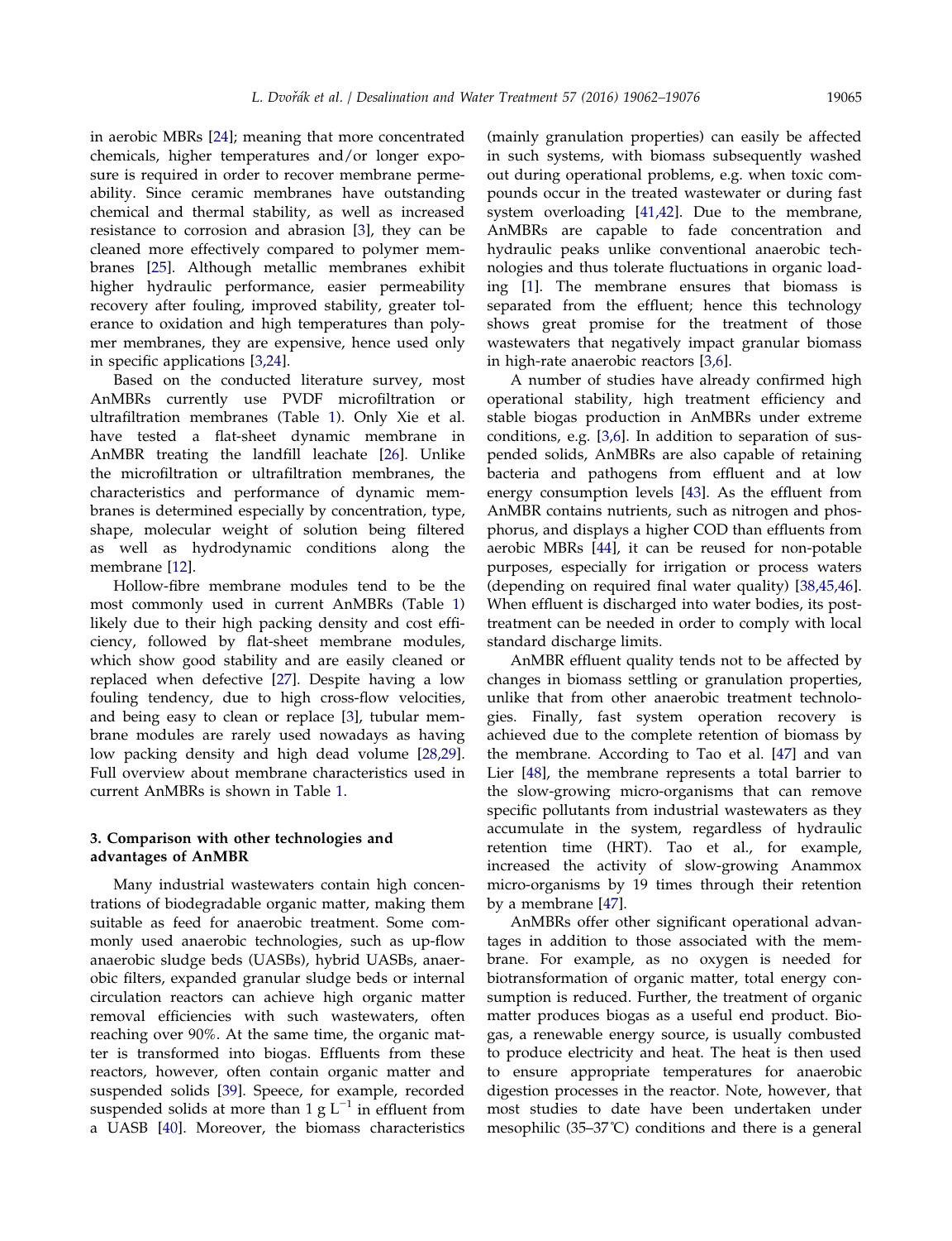in aerobic MBRs [24]; meaning that more concentrated chemicals, higher temperatures and/or longer exposure is required in order to recover membrane permeability. Since ceramic membranes have outstanding chemical and thermal stability, as well as increased resistance to corrosion and abrasion [3], they can be cleaned more effectively compared to polymer membranes [25]. Although metallic membranes exhibit higher hydraulic performance, easier permeability recovery after fouling, improved stability, greater tolerance to oxidation and high temperatures than polymer membranes, they are expensive, hence used only in specific applications [3,24].

Based on the conducted literature survey, most AnMBRs currently use PVDF microfiltration or ultrafiltration membranes (Table 1). Only Xie et al. have tested a flat-sheet dynamic membrane in AnMBR treating the landfill leachate [26]. Unlike the microfiltration or ultrafiltration membranes, the characteristics and performance of dynamic membranes is determined especially by concentration, type, shape, molecular weight of solution being filtered as well as hydrodynamic conditions along the membrane [12].

Hollow-fibre membrane modules tend to be the most commonly used in current AnMBRs (Table 1) likely due to their high packing density and cost efficiency, followed by flat-sheet membrane modules, which show good stability and are easily cleaned or replaced when defective [27]. Despite having a low fouling tendency, due to high cross-flow velocities, and being easy to clean or replace [3], tubular membrane modules are rarely used nowadays as having low packing density and high dead volume [28,29]. Full overview about membrane characteristics used in current AnMBRs is shown in Table 1.

## 3. Comparison with other technologies and advantages of AnMBR

Many industrial wastewaters contain high concentrations of biodegradable organic matter, making them suitable as feed for anaerobic treatment. Some commonly used anaerobic technologies, such as up-flow anaerobic sludge beds (UASBs), hybrid UASBs, anaerobic filters, expanded granular sludge beds or internal circulation reactors can achieve high organic matter removal efficiencies with such wastewaters, often reaching over 90%. At the same time, the organic matter is transformed into biogas. Effluents from these reactors, however, often contain organic matter and suspended solids [39]. Speece, for example, recorded suspended solids at more than 1 g $L^{-1}$ in effluent from a UASB [40]. Moreover, the biomass characteristics (mainly granulation properties) can easily be affected in such systems, with biomass subsequently washed out during operational problems, e.g. when toxic compounds occur in the treated wastewater or during fast system overloading [41,42]. Due to the membrane, AnMBRs are capable to fade concentration and hydraulic peaks unlike conventional anaerobic technologies and thus tolerate fluctuations in organic loading [1]. The membrane ensures that biomass is separated from the effluent; hence this technology shows great promise for the treatment of those wastewaters that negatively impact granular biomass in high-rate anaerobic reactors [3,6].

A number of studies have already confirmed high operational stability, high treatment efficiency and stable biogas production in AnMBRs under extreme conditions, e.g. [3,6]. In addition to separation of suspended solids, AnMBRs are also capable of retaining bacteria and pathogens from effluent and at low energy consumption levels [43]. As the effluent from AnMBR contains nutrients, such as nitrogen and phosphorus, and displays a higher COD than effluents from aerobic MBRs [44], it can be reused for non-potable purposes, especially for irrigation or process waters (depending on required final water quality) [38,45,46]. When effluent is discharged into water bodies, its post-treatment can be needed in order to comply with local standard discharge limits.

AnMBR effluent quality tends not to be affected by changes in biomass settling or granulation properties, unlike that from other anaerobic treatment technologies. Finally, fast system operation recovery is achieved due to the complete retention of biomass by the membrane. According to Tao et al. [47] and van Lier [48], the membrane represents a total barrier to the slow-growing micro-organisms that can remove specific pollutants from industrial wastewaters as they accumulate in the system, regardless of hydraulic retention time (HRT). Tao et al., for example, increased the activity of slow-growing Anammox micro-organisms by 19 times through their retention by a membrane [47].

AnMBRs offer other significant operational advantages in addition to those associated with the membrane. For example, as no oxygen is needed for biotransformation of organic matter, total energy consumption is reduced. Further, the treatment of organic matter produces biogas as a useful end product. Biogas, a renewable energy source, is usually combusted to produce electricity and heat. The heat is then used to ensure appropriate temperatures for anaerobic digestion processes in the reactor. Note, however, that most studies to date have been undertaken under mesophilic (35–37℃) conditions and there is a general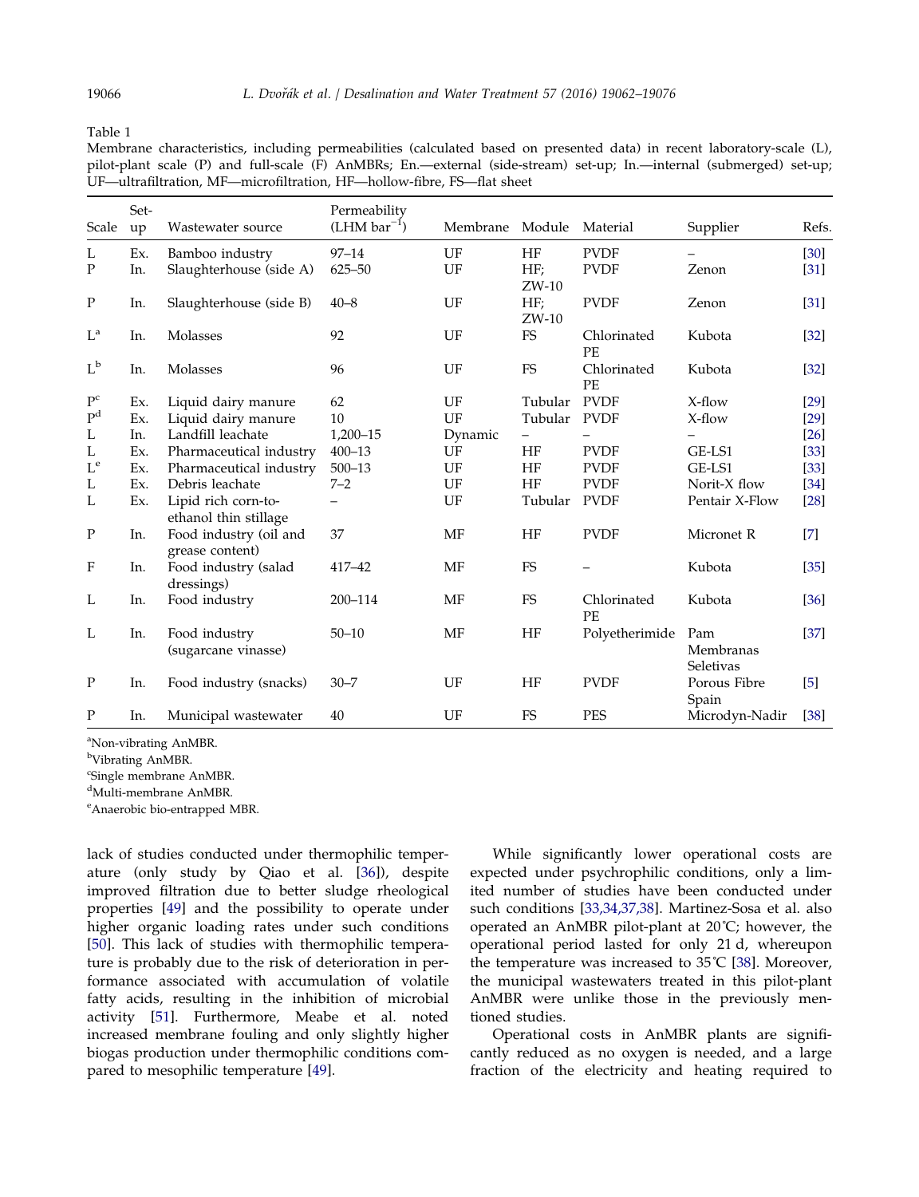Table 1
Membrane characteristics, including permeabilities (calculated based on presented data) in recent laboratory-scale (L), pilot-plant scale (P) and full-scale (F) AnMBRs; En.—external (side-stream) set-up; In.—internal (submerged) set-up; UF—ultrafiltration, MF—microfiltration, HF—hollow-fibre, FS—flat sheet

| Scale | Set-up | Wastewater source | Permeability (LHM $bar^{-1}$) | Membrane | Module | Material | Supplier | Refs. |
|---|---|---|---|---|---|---|---|---|
| L | Ex. | Bamboo industry | 97–14 | UF | HF | PVDF | – | [30] |
| P | In. | Slaughterhouse (side A) | 625–50 | UF | HF; ZW-10 | PVDF | Zenon | [31] |
| P | In. | Slaughterhouse (side B) | 40–8 | UF | HF; ZW-10 | PVDF | Zenon | [31] |
| L[a] | In. | Molasses | 92 | UF | FS | Chlorinated PE | Kubota | [32] |
| L[b] | In. | Molasses | 96 | UF | FS | Chlorinated PE | Kubota | [32] |
| P[c] | Ex. | Liquid dairy manure | 62 | UF | Tubular | PVDF | X-flow | [29] |
| P[d] | Ex. | Liquid dairy manure | 10 | UF | Tubular | PVDF | X-flow | [29] |
| L | In. | Landfill leachate | 1,200–15 | Dynamic | – | – | – | [26] |
| L | Ex. | Pharmaceutical industry | 400–13 | UF | HF | PVDF | GE-LS1 | [33] |
| L[e] | Ex. | Pharmaceutical industry | 500–13 | UF | HF | PVDF | GE-LS1 | [33] |
| L | Ex. | Debris leachate | 7–2 | UF | HF | PVDF | Norit-X flow | [34] |
| L | Ex. | Lipid rich corn-to-ethanol thin stillage | – | UF | Tubular | PVDF | Pentair X-Flow | [28] |
| P | In. | Food industry (oil and grease content) | 37 | MF | HF | PVDF | Micronet R | [7] |
| F | In. | Food industry (salad dressings) | 417–42 | MF | FS | – | Kubota | [35] |
| L | In. | Food industry | 200–114 | MF | FS | Chlorinated PE | Kubota | [36] |
| L | In. | Food industry (sugarcane vinasse) | 50–10 | MF | HF | Polyetherimide | Pam Membranas Seletivas | [37] |
| P | In. | Food industry (snacks) | 30–7 | UF | HF | PVDF | Porous Fibre Spain | [5] |
| P | In. | Municipal wastewater | 40 | UF | FS | PES | Microdyn-Nadir | [38] |

[a]Non-vibrating AnMBR.
[b]Vibrating AnMBR.
[c]Single membrane AnMBR.
[d]Multi-membrane AnMBR.
[e]Anaerobic bio-entrapped MBR.

lack of studies conducted under thermophilic temperature (only study by Qiao et al. [36]), despite improved filtration due to better sludge rheological properties [49] and the possibility to operate under higher organic loading rates under such conditions [50]. This lack of studies with thermophilic temperature is probably due to the risk of deterioration in performance associated with accumulation of volatile fatty acids, resulting in the inhibition of microbial activity [51]. Furthermore, Meabe et al. noted increased membrane fouling and only slightly higher biogas production under thermophilic conditions compared to mesophilic temperature [49].

While significantly lower operational costs are expected under psychrophilic conditions, only a limited number of studies have been conducted under such conditions [33,34,37,38]. Martinez-Sosa et al. also operated an AnMBR pilot-plant at 20˚C; however, the operational period lasted for only 21 d, whereupon the temperature was increased to 35˚C [38]. Moreover, the municipal wastewaters treated in this pilot-plant AnMBR were unlike those in the previously mentioned studies.

Operational costs in AnMBR plants are significantly reduced as no oxygen is needed, and a large fraction of the electricity and heating required to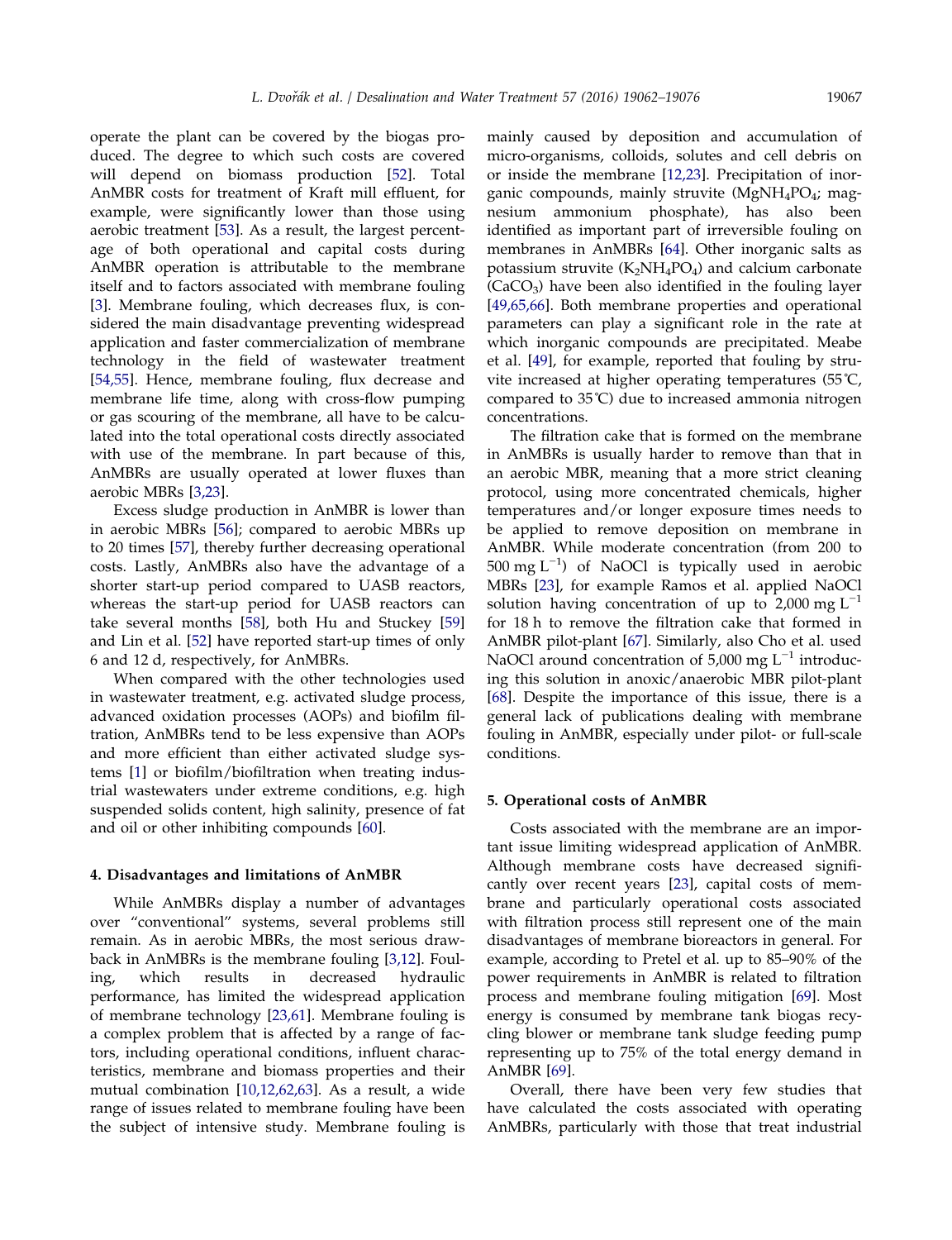operate the plant can be covered by the biogas produced. The degree to which such costs are covered will depend on biomass production [52]. Total AnMBR costs for treatment of Kraft mill effluent, for example, were significantly lower than those using aerobic treatment [53]. As a result, the largest percentage of both operational and capital costs during AnMBR operation is attributable to the membrane itself and to factors associated with membrane fouling [3]. Membrane fouling, which decreases flux, is considered the main disadvantage preventing widespread application and faster commercialization of membrane technology in the field of wastewater treatment [54,55]. Hence, membrane fouling, flux decrease and membrane life time, along with cross-flow pumping or gas scouring of the membrane, all have to be calculated into the total operational costs directly associated with use of the membrane. In part because of this, AnMBRs are usually operated at lower fluxes than aerobic MBRs [3,23].

Excess sludge production in AnMBR is lower than in aerobic MBRs [56]; compared to aerobic MBRs up to 20 times [57], thereby further decreasing operational costs. Lastly, AnMBRs also have the advantage of a shorter start-up period compared to UASB reactors, whereas the start-up period for UASB reactors can take several months [58], both Hu and Stuckey [59] and Lin et al. [52] have reported start-up times of only 6 and 12 d, respectively, for AnMBRs.

When compared with the other technologies used in wastewater treatment, e.g. activated sludge process, advanced oxidation processes (AOPs) and biofilm filtration, AnMBRs tend to be less expensive than AOPs and more efficient than either activated sludge systems [1] or biofilm/biofiltration when treating industrial wastewaters under extreme conditions, e.g. high suspended solids content, high salinity, presence of fat and oil or other inhibiting compounds [60].

## 4. Disadvantages and limitations of AnMBR

While AnMBRs display a number of advantages over "conventional" systems, several problems still remain. As in aerobic MBRs, the most serious drawback in AnMBRs is the membrane fouling [3,12]. Fouling, which results in decreased hydraulic performance, has limited the widespread application of membrane technology [23,61]. Membrane fouling is a complex problem that is affected by a range of factors, including operational conditions, influent characteristics, membrane and biomass properties and their mutual combination [10,12,62,63]. As a result, a wide range of issues related to membrane fouling have been the subject of intensive study. Membrane fouling is mainly caused by deposition and accumulation of micro-organisms, colloids, solutes and cell debris on or inside the membrane [12,23]. Precipitation of inorganic compounds, mainly struvite ($MgNH_4PO_4$; magnesium ammonium phosphate), has also been identified as important part of irreversible fouling on membranes in AnMBRs [64]. Other inorganic salts as potassium struvite ($K_2NH_4PO_4$) and calcium carbonate ($CaCO_3$) have been also identified in the fouling layer [49,65,66]. Both membrane properties and operational parameters can play a significant role in the rate at which inorganic compounds are precipitated. Meabe et al. [49], for example, reported that fouling by struvite increased at higher operating temperatures (55˚C, compared to 35˚C) due to increased ammonia nitrogen concentrations.

The filtration cake that is formed on the membrane in AnMBRs is usually harder to remove than that in an aerobic MBR, meaning that a more strict cleaning protocol, using more concentrated chemicals, higher temperatures and/or longer exposure times needs to be applied to remove deposition on membrane in AnMBR. While moderate concentration (from 200 to 500 mg $L^{-1}$) of NaOCl is typically used in aerobic MBRs [23], for example Ramos et al. applied NaOCl solution having concentration of up to 2,000 mg $L^{-1}$ for 18 h to remove the filtration cake that formed in AnMBR pilot-plant [67]. Similarly, also Cho et al. used NaOCl around concentration of 5,000 mg $L^{-1}$ introducing this solution in anoxic/anaerobic MBR pilot-plant [68]. Despite the importance of this issue, there is a general lack of publications dealing with membrane fouling in AnMBR, especially under pilot- or full-scale conditions.

## 5. Operational costs of AnMBR

Costs associated with the membrane are an important issue limiting widespread application of AnMBR. Although membrane costs have decreased significantly over recent years [23], capital costs of membrane and particularly operational costs associated with filtration process still represent one of the main disadvantages of membrane bioreactors in general. For example, according to Pretel et al. up to 85–90% of the power requirements in AnMBR is related to filtration process and membrane fouling mitigation [69]. Most energy is consumed by membrane tank biogas recycling blower or membrane tank sludge feeding pump representing up to 75% of the total energy demand in AnMBR [69].

Overall, there have been very few studies that have calculated the costs associated with operating AnMBRs, particularly with those that treat industrial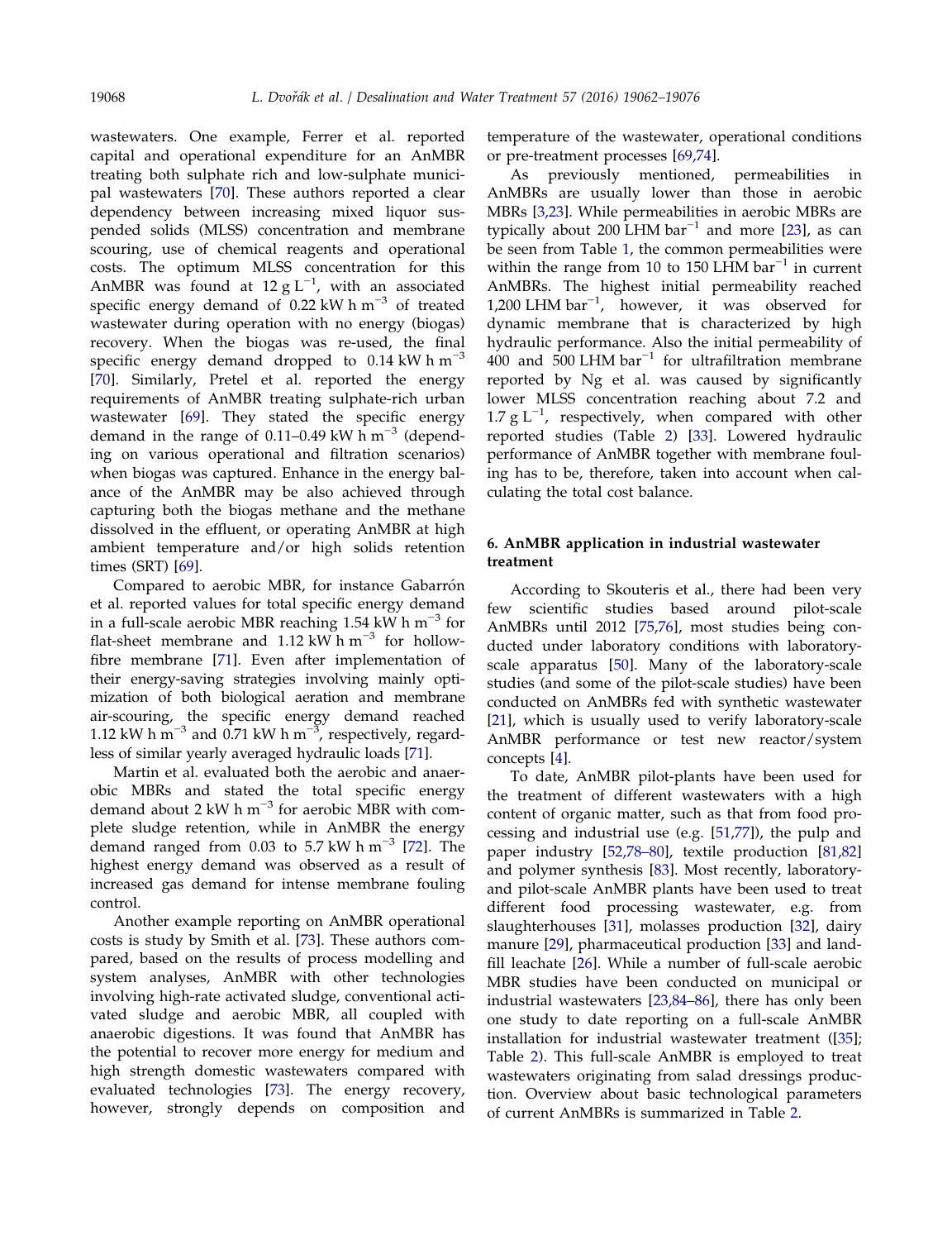wastewaters. One example, Ferrer et al. reported capital and operational expenditure for an AnMBR treating both sulphate rich and low-sulphate municipal wastewaters [70]. These authors reported a clear dependency between increasing mixed liquor suspended solids (MLSS) concentration and membrane scouring, use of chemical reagents and operational costs. The optimum MLSS concentration for this AnMBR was found at $12\ \mathrm{g\ L^{-1}}$, with an associated specific energy demand of $0.22\ \mathrm{kW\ h\ m^{-3}}$ of treated wastewater during operation with no energy (biogas) recovery. When the biogas was re-used, the final specific energy demand dropped to $0.14\ \mathrm{kW\ h\ m^{-3}}$ [70]. Similarly, Pretel et al. reported the energy requirements of AnMBR treating sulphate-rich urban wastewater [69]. They stated the specific energy demand in the range of $0.11$–$0.49\ \mathrm{kW\ h\ m^{-3}}$ (depending on various operational and filtration scenarios) when biogas was captured. Enhance in the energy balance of the AnMBR may be also achieved through capturing both the biogas methane and the methane dissolved in the effluent, or operating AnMBR at high ambient temperature and/or high solids retention times (SRT) [69].

Compared to aerobic MBR, for instance Gabarrón et al. reported values for total specific energy demand in a full-scale aerobic MBR reaching $1.54\ \mathrm{kW\ h\ m^{-3}}$ for flat-sheet membrane and $1.12\ \mathrm{kW\ h\ m^{-3}}$ for hollow-fibre membrane [71]. Even after implementation of their energy-saving strategies involving mainly optimization of both biological aeration and membrane air-scouring, the specific energy demand reached $1.12\ \mathrm{kW\ h\ m^{-3}}$ and $0.71\ \mathrm{kW\ h\ m^{-3}}$, respectively, regardless of similar yearly averaged hydraulic loads [71].

Martin et al. evaluated both the aerobic and anaerobic MBRs and stated the total specific energy demand about $2\ \mathrm{kW\ h\ m^{-3}}$ for aerobic MBR with complete sludge retention, while in AnMBR the energy demand ranged from $0.03$ to $5.7\ \mathrm{kW\ h\ m^{-3}}$ [72]. The highest energy demand was observed as a result of increased gas demand for intense membrane fouling control.

Another example reporting on AnMBR operational costs is study by Smith et al. [73]. These authors compared, based on the results of process modelling and system analyses, AnMBR with other technologies involving high-rate activated sludge, conventional activated sludge and aerobic MBR, all coupled with anaerobic digestions. It was found that AnMBR has the potential to recover more energy for medium and high strength domestic wastewaters compared with evaluated technologies [73]. The energy recovery, however, strongly depends on composition and temperature of the wastewater, operational conditions or pre-treatment processes [69,74].

As previously mentioned, permeabilities in AnMBRs are usually lower than those in aerobic MBRs [3,23]. While permeabilities in aerobic MBRs are typically about $200\ \mathrm{LHM\ bar^{-1}}$ and more [23], as can be seen from Table 1, the common permeabilities were within the range from 10 to $150\ \mathrm{LHM\ bar^{-1}}$ in current AnMBRs. The highest initial permeability reached $1{,}200\ \mathrm{LHM\ bar^{-1}}$, however, it was observed for dynamic membrane that is characterized by high hydraulic performance. Also the initial permeability of 400 and $500\ \mathrm{LHM\ bar^{-1}}$ for ultrafiltration membrane reported by Ng et al. was caused by significantly lower MLSS concentration reaching about 7.2 and $1.7\ \mathrm{g\ L^{-1}}$, respectively, when compared with other reported studies (Table 2) [33]. Lowered hydraulic performance of AnMBR together with membrane fouling has to be, therefore, taken into account when calculating the total cost balance.

## 6. AnMBR application in industrial wastewater treatment

According to Skouteris et al., there had been very few scientific studies based around pilot-scale AnMBRs until 2012 [75,76], most studies being conducted under laboratory conditions with laboratory-scale apparatus [50]. Many of the laboratory-scale studies (and some of the pilot-scale studies) have been conducted on AnMBRs fed with synthetic wastewater [21], which is usually used to verify laboratory-scale AnMBR performance or test new reactor/system concepts [4].

To date, AnMBR pilot-plants have been used for the treatment of different wastewaters with a high content of organic matter, such as that from food processing and industrial use (e.g. [51,77]), the pulp and paper industry [52,78–80], textile production [81,82] and polymer synthesis [83]. Most recently, laboratory- and pilot-scale AnMBR plants have been used to treat different food processing wastewater, e.g. from slaughterhouses [31], molasses production [32], dairy manure [29], pharmaceutical production [33] and landfill leachate [26]. While a number of full-scale aerobic MBR studies have been conducted on municipal or industrial wastewaters [23,84–86], there has only been one study to date reporting on a full-scale AnMBR installation for industrial wastewater treatment ([35]; Table 2). This full-scale AnMBR is employed to treat wastewaters originating from salad dressings production. Overview about basic technological parameters of current AnMBRs is summarized in Table 2.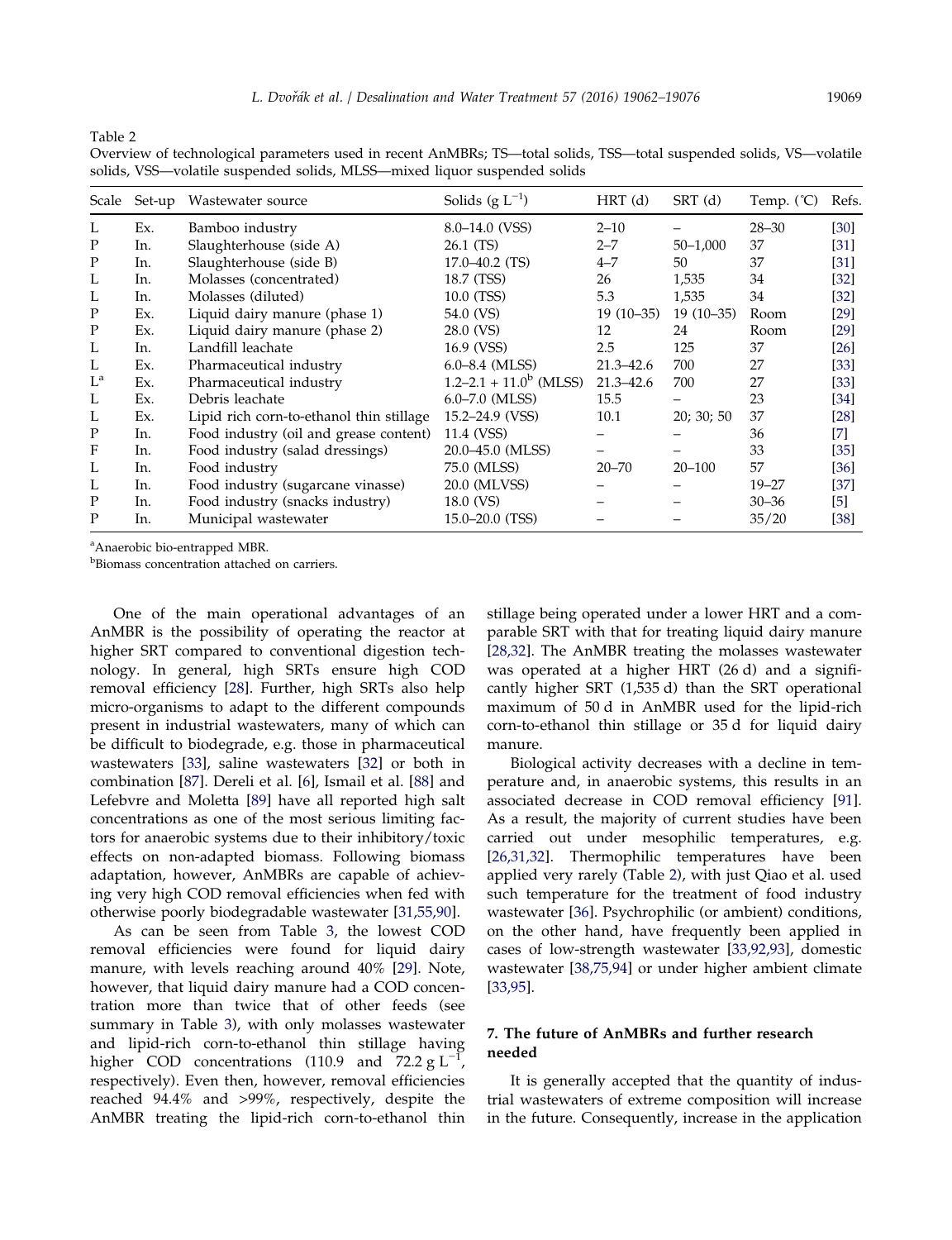Table 2
Overview of technological parameters used in recent AnMBRs; TS—total solids, TSS—total suspended solids, VS—volatile solids, VSS—volatile suspended solids, MLSS—mixed liquor suspended solids

| Scale | Set-up | Wastewater source | Solids (g $L^{-1}$) | HRT (d) | SRT (d) | Temp. (˚C) | Refs. |
|---|---|---|---|---|---|---|---|
| L | Ex. | Bamboo industry | 8.0–14.0 (VSS) | 2–10 | – | 28–30 | [30] |
| P | In. | Slaughterhouse (side A) | 26.1 (TS) | 2–7 | 50–1,000 | 37 | [31] |
| P | In. | Slaughterhouse (side B) | 17.0–40.2 (TS) | 4–7 | 50 | 37 | [31] |
| L | In. | Molasses (concentrated) | 18.7 (TSS) | 26 | 1,535 | 34 | [32] |
| L | In. | Molasses (diluted) | 10.0 (TSS) | 5.3 | 1,535 | 34 | [32] |
| P | Ex. | Liquid dairy manure (phase 1) | 54.0 (VS) | 19 (10–35) | 19 (10–35) | Room | [29] |
| P | Ex. | Liquid dairy manure (phase 2) | 28.0 (VS) | 12 | 24 | Room | [29] |
| L | In. | Landfill leachate | 16.9 (VSS) | 2.5 | 125 | 37 | [26] |
| L | Ex. | Pharmaceutical industry | 6.0–8.4 (MLSS) | 21.3–42.6 | 700 | 27 | [33] |
| L[a] | Ex. | Pharmaceutical industry | 1.2–2.1 + 11.0[b] (MLSS) | 21.3–42.6 | 700 | 27 | [33] |
| L | Ex. | Debris leachate | 6.0–7.0 (MLSS) | 15.5 | – | 23 | [34] |
| L | Ex. | Lipid rich corn-to-ethanol thin stillage | 15.2–24.9 (VSS) | 10.1 | 20; 30; 50 | 37 | [28] |
| P | In. | Food industry (oil and grease content) | 11.4 (VSS) | – | – | 36 | [7] |
| F | In. | Food industry (salad dressings) | 20.0–45.0 (MLSS) | – | – | 33 | [35] |
| L | In. | Food industry | 75.0 (MLSS) | 20–70 | 20–100 | 57 | [36] |
| L | In. | Food industry (sugarcane vinasse) | 20.0 (MLVSS) | – | – | 19–27 | [37] |
| P | In. | Food industry (snacks industry) | 18.0 (VS) | – | – | 30–36 | [5] |
| P | In. | Municipal wastewater | 15.0–20.0 (TSS) | – | – | 35/20 | [38] |

[a]Anaerobic bio-entrapped MBR.
[b]Biomass concentration attached on carriers.

One of the main operational advantages of an AnMBR is the possibility of operating the reactor at higher SRT compared to conventional digestion technology. In general, high SRTs ensure high COD removal efficiency [28]. Further, high SRTs also help micro-organisms to adapt to the different compounds present in industrial wastewaters, many of which can be difficult to biodegrade, e.g. those in pharmaceutical wastewaters [33], saline wastewaters [32] or both in combination [87]. Dereli et al. [6], Ismail et al. [88] and Lefebvre and Moletta [89] have all reported high salt concentrations as one of the most serious limiting factors for anaerobic systems due to their inhibitory/toxic effects on non-adapted biomass. Following biomass adaptation, however, AnMBRs are capable of achieving very high COD removal efficiencies when fed with otherwise poorly biodegradable wastewater [31,55,90].

As can be seen from Table 3, the lowest COD removal efficiencies were found for liquid dairy manure, with levels reaching around 40% [29]. Note, however, that liquid dairy manure had a COD concentration more than twice that of other feeds (see summary in Table 3), with only molasses wastewater and lipid-rich corn-to-ethanol thin stillage having higher COD concentrations (110.9 and 72.2 g $L^{-1}$, respectively). Even then, however, removal efficiencies reached 94.4% and >99%, respectively, despite the AnMBR treating the lipid-rich corn-to-ethanol thin stillage being operated under a lower HRT and a comparable SRT with that for treating liquid dairy manure [28,32]. The AnMBR treating the molasses wastewater was operated at a higher HRT (26 d) and a significantly higher SRT (1,535 d) than the SRT operational maximum of 50 d in AnMBR used for the lipid-rich corn-to-ethanol thin stillage or 35 d for liquid dairy manure.

Biological activity decreases with a decline in temperature and, in anaerobic systems, this results in an associated decrease in COD removal efficiency [91]. As a result, the majority of current studies have been carried out under mesophilic temperatures, e.g. [26,31,32]. Thermophilic temperatures have been applied very rarely (Table 2), with just Qiao et al. used such temperature for the treatment of food industry wastewater [36]. Psychrophilic (or ambient) conditions, on the other hand, have frequently been applied in cases of low-strength wastewater [33,92,93], domestic wastewater [38,75,94] or under higher ambient climate [33,95].

## 7. The future of AnMBRs and further research needed

It is generally accepted that the quantity of industrial wastewaters of extreme composition will increase in the future. Consequently, increase in the application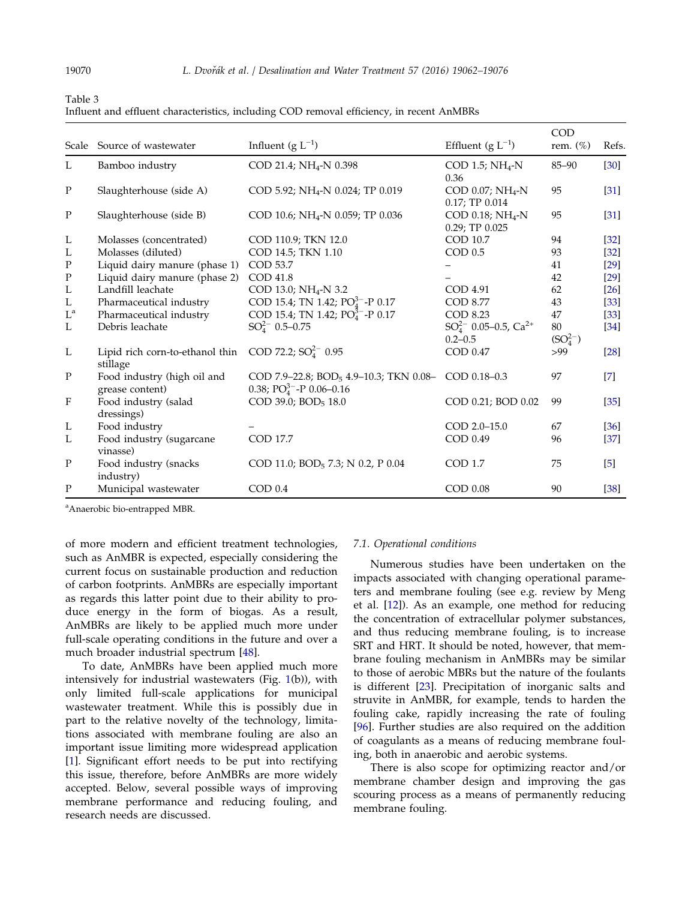Table 3
Influent and effluent characteristics, including COD removal efficiency, in recent AnMBRs

| Scale | Source of wastewater | Influent (g $L^{-1}$) | Effluent (g $L^{-1}$) | COD rem. (%) | Refs. |
|---|---|---|---|---|---|
| L | Bamboo industry | COD 21.4; $NH_4$-N 0.398 | COD 1.5; $NH_4$-N 0.36 | 85–90 | [30] |
| P | Slaughterhouse (side A) | COD 5.92; $NH_4$-N 0.024; TP 0.019 | COD 0.07; $NH_4$-N 0.17; TP 0.014 | 95 | [31] |
| P | Slaughterhouse (side B) | COD 10.6; $NH_4$-N 0.059; TP 0.036 | COD 0.18; $NH_4$-N 0.29; TP 0.025 | 95 | [31] |
| L | Molasses (concentrated) | COD 110.9; TKN 12.0 | COD 10.7 | 94 | [32] |
| L | Molasses (diluted) | COD 14.5; TKN 1.10 | COD 0.5 | 93 | [32] |
| P | Liquid dairy manure (phase 1) | COD 53.7 | – | 41 | [29] |
| P | Liquid dairy manure (phase 2) | COD 41.8 | – | 42 | [29] |
| L | Landfill leachate | COD 13.0; $NH_4$-N 3.2 | COD 4.91 | 62 | [26] |
| L | Pharmaceutical industry | COD 15.4; TN 1.42; $PO_4^{3-}$-P 0.17 | COD 8.77 | 43 | [33] |
| L[a] | Pharmaceutical industry | COD 15.4; TN 1.42; $PO_4^{3-}$-P 0.17 | COD 8.23 | 47 | [33] |
| L | Debris leachate | $SO_4^{2-}$ 0.5–0.75 | $SO_4^{2-}$ 0.05–0.5, $Ca^{2+}$ 0.2–0.5 | 80 ($SO_4^{2-}$) | [34] |
| L | Lipid rich corn-to-ethanol thin stillage | COD 72.2; $SO_4^{2-}$ 0.95 | COD 0.47 | >99 | [28] |
| P | Food industry (high oil and grease content) | COD 7.9–22.8; $BOD_5$ 4.9–10.3; TKN 0.08–0.38; $PO_4^{3-}$-P 0.06–0.16 | COD 0.18–0.3 | 97 | [7] |
| F | Food industry (salad dressings) | COD 39.0; $BOD_5$ 18.0 | COD 0.21; BOD 0.02 | 99 | [35] |
| L | Food industry | – | COD 2.0–15.0 | 67 | [36] |
| L | Food industry (sugarcane vinasse) | COD 17.7 | COD 0.49 | 96 | [37] |
| P | Food industry (snacks industry) | COD 11.0; $BOD_5$ 7.3; N 0.2, P 0.04 | COD 1.7 | 75 | [5] |
| P | Municipal wastewater | COD 0.4 | COD 0.08 | 90 | [38] |

[a]Anaerobic bio-entrapped MBR.

of more modern and efficient treatment technologies, such as AnMBR is expected, especially considering the current focus on sustainable production and reduction of carbon footprints. AnMBRs are especially important as regards this latter point due to their ability to produce energy in the form of biogas. As a result, AnMBRs are likely to be applied much more under full-scale operating conditions in the future and over a much broader industrial spectrum [48].

To date, AnMBRs have been applied much more intensively for industrial wastewaters (Fig. 1(b)), with only limited full-scale applications for municipal wastewater treatment. While this is possibly due in part to the relative novelty of the technology, limitations associated with membrane fouling are also an important issue limiting more widespread application [1]. Significant effort needs to be put into rectifying this issue, therefore, before AnMBRs are more widely accepted. Below, several possible ways of improving membrane performance and reducing fouling, and research needs are discussed.

### 7.1. Operational conditions

Numerous studies have been undertaken on the impacts associated with changing operational parameters and membrane fouling (see e.g. review by Meng et al. [12]). As an example, one method for reducing the concentration of extracellular polymer substances, and thus reducing membrane fouling, is to increase SRT and HRT. It should be noted, however, that membrane fouling mechanism in AnMBRs may be similar to those of aerobic MBRs but the nature of the foulants is different [23]. Precipitation of inorganic salts and struvite in AnMBR, for example, tends to harden the fouling cake, rapidly increasing the rate of fouling [96]. Further studies are also required on the addition of coagulants as a means of reducing membrane fouling, both in anaerobic and aerobic systems.

There is also scope for optimizing reactor and/or membrane chamber design and improving the gas scouring process as a means of permanently reducing membrane fouling.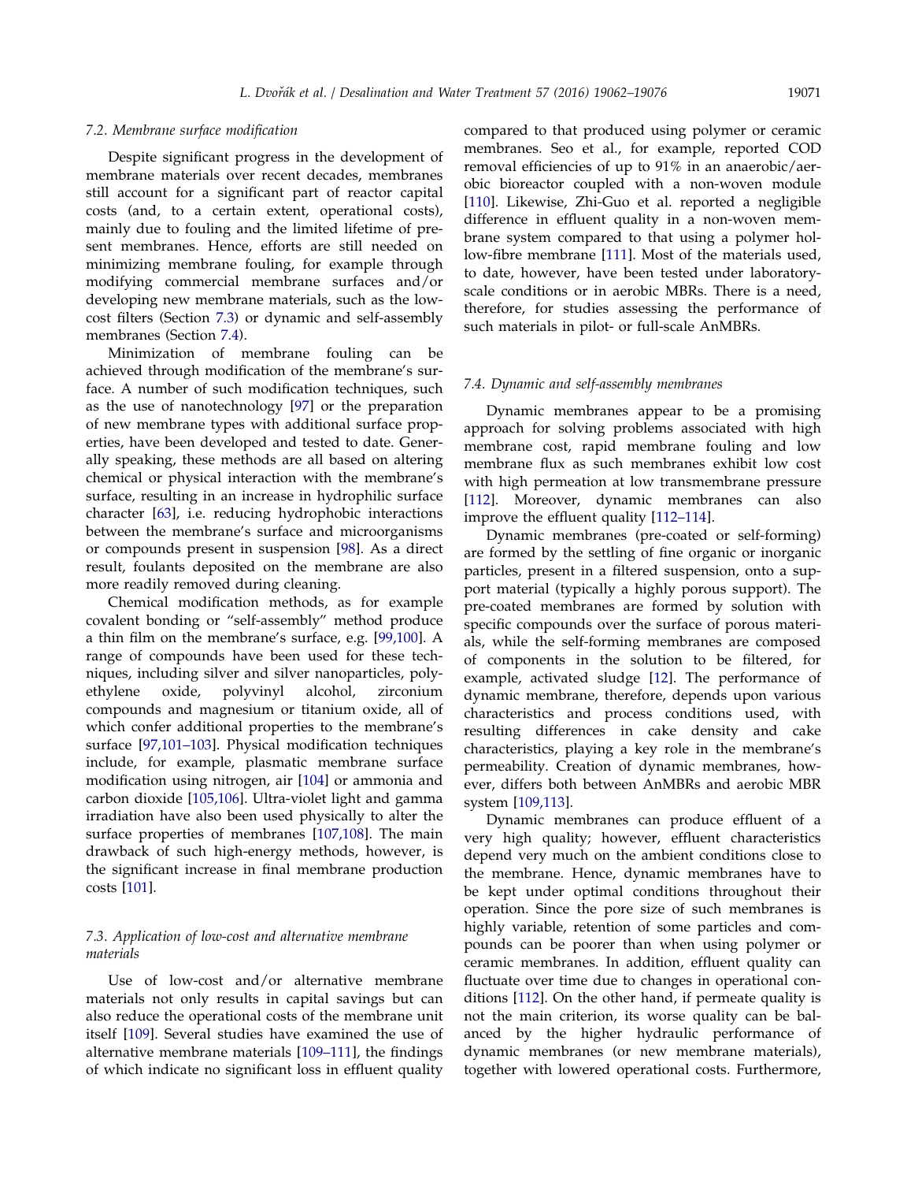### 7.2. Membrane surface modification

Despite significant progress in the development of membrane materials over recent decades, membranes still account for a significant part of reactor capital costs (and, to a certain extent, operational costs), mainly due to fouling and the limited lifetime of present membranes. Hence, efforts are still needed on minimizing membrane fouling, for example through modifying commercial membrane surfaces and/or developing new membrane materials, such as the low-cost filters (Section 7.3) or dynamic and self-assembly membranes (Section 7.4).

Minimization of membrane fouling can be achieved through modification of the membrane's surface. A number of such modification techniques, such as the use of nanotechnology [97] or the preparation of new membrane types with additional surface properties, have been developed and tested to date. Generally speaking, these methods are all based on altering chemical or physical interaction with the membrane's surface, resulting in an increase in hydrophilic surface character [63], i.e. reducing hydrophobic interactions between the membrane's surface and microorganisms or compounds present in suspension [98]. As a direct result, foulants deposited on the membrane are also more readily removed during cleaning.

Chemical modification methods, as for example covalent bonding or "self-assembly" method produce a thin film on the membrane's surface, e.g. [99,100]. A range of compounds have been used for these techniques, including silver and silver nanoparticles, polyethylene oxide, polyvinyl alcohol, zirconium compounds and magnesium or titanium oxide, all of which confer additional properties to the membrane's surface [97,101–103]. Physical modification techniques include, for example, plasmatic membrane surface modification using nitrogen, air [104] or ammonia and carbon dioxide [105,106]. Ultra-violet light and gamma irradiation have also been used physically to alter the surface properties of membranes [107,108]. The main drawback of such high-energy methods, however, is the significant increase in final membrane production costs [101].

### 7.3. Application of low-cost and alternative membrane materials

Use of low-cost and/or alternative membrane materials not only results in capital savings but can also reduce the operational costs of the membrane unit itself [109]. Several studies have examined the use of alternative membrane materials [109–111], the findings of which indicate no significant loss in effluent quality compared to that produced using polymer or ceramic membranes. Seo et al., for example, reported COD removal efficiencies of up to 91% in an anaerobic/aerobic bioreactor coupled with a non-woven module [110]. Likewise, Zhi-Guo et al. reported a negligible difference in effluent quality in a non-woven membrane system compared to that using a polymer hollow-fibre membrane [111]. Most of the materials used, to date, however, have been tested under laboratory-scale conditions or in aerobic MBRs. There is a need, therefore, for studies assessing the performance of such materials in pilot- or full-scale AnMBRs.

### 7.4. Dynamic and self-assembly membranes

Dynamic membranes appear to be a promising approach for solving problems associated with high membrane cost, rapid membrane fouling and low membrane flux as such membranes exhibit low cost with high permeation at low transmembrane pressure [112]. Moreover, dynamic membranes can also improve the effluent quality [112–114].

Dynamic membranes (pre-coated or self-forming) are formed by the settling of fine organic or inorganic particles, present in a filtered suspension, onto a support material (typically a highly porous support). The pre-coated membranes are formed by solution with specific compounds over the surface of porous materials, while the self-forming membranes are composed of components in the solution to be filtered, for example, activated sludge [12]. The performance of dynamic membrane, therefore, depends upon various characteristics and process conditions used, with resulting differences in cake density and cake characteristics, playing a key role in the membrane's permeability. Creation of dynamic membranes, however, differs both between AnMBRs and aerobic MBR system [109,113].

Dynamic membranes can produce effluent of a very high quality; however, effluent characteristics depend very much on the ambient conditions close to the membrane. Hence, dynamic membranes have to be kept under optimal conditions throughout their operation. Since the pore size of such membranes is highly variable, retention of some particles and compounds can be poorer than when using polymer or ceramic membranes. In addition, effluent quality can fluctuate over time due to changes in operational conditions [112]. On the other hand, if permeate quality is not the main criterion, its worse quality can be balanced by the higher hydraulic performance of dynamic membranes (or new membrane materials), together with lowered operational costs. Furthermore,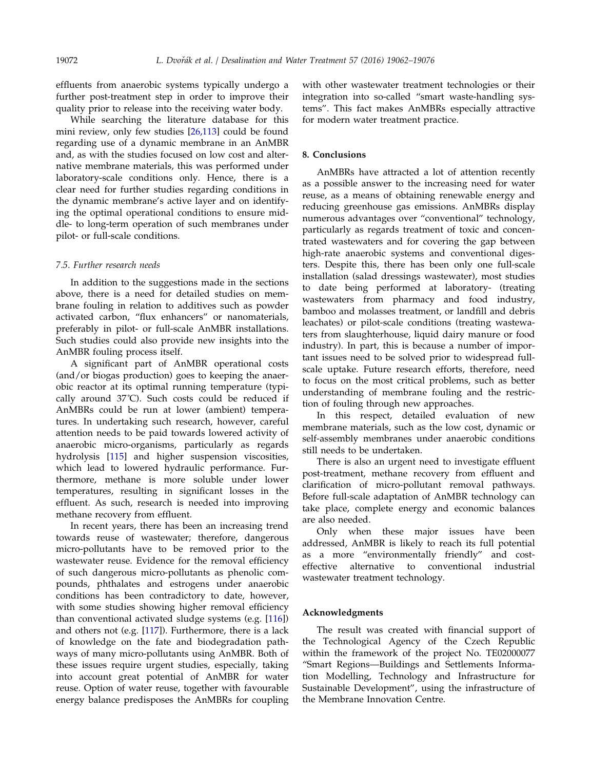effluents from anaerobic systems typically undergo a further post-treatment step in order to improve their quality prior to release into the receiving water body.

While searching the literature database for this mini review, only few studies [26,113] could be found regarding use of a dynamic membrane in an AnMBR and, as with the studies focused on low cost and alternative membrane materials, this was performed under laboratory-scale conditions only. Hence, there is a clear need for further studies regarding conditions in the dynamic membrane's active layer and on identifying the optimal operational conditions to ensure middle- to long-term operation of such membranes under pilot- or full-scale conditions.

### 7.5. Further research needs

In addition to the suggestions made in the sections above, there is a need for detailed studies on membrane fouling in relation to additives such as powder activated carbon, "flux enhancers" or nanomaterials, preferably in pilot- or full-scale AnMBR installations. Such studies could also provide new insights into the AnMBR fouling process itself.

A significant part of AnMBR operational costs (and/or biogas production) goes to keeping the anaerobic reactor at its optimal running temperature (typically around 37˚C). Such costs could be reduced if AnMBRs could be run at lower (ambient) temperatures. In undertaking such research, however, careful attention needs to be paid towards lowered activity of anaerobic micro-organisms, particularly as regards hydrolysis [115] and higher suspension viscosities, which lead to lowered hydraulic performance. Furthermore, methane is more soluble under lower temperatures, resulting in significant losses in the effluent. As such, research is needed into improving methane recovery from effluent.

In recent years, there has been an increasing trend towards reuse of wastewater; therefore, dangerous micro-pollutants have to be removed prior to the wastewater reuse. Evidence for the removal efficiency of such dangerous micro-pollutants as phenolic compounds, phthalates and estrogens under anaerobic conditions has been contradictory to date, however, with some studies showing higher removal efficiency than conventional activated sludge systems (e.g. [116]) and others not (e.g. [117]). Furthermore, there is a lack of knowledge on the fate and biodegradation pathways of many micro-pollutants using AnMBR. Both of these issues require urgent studies, especially, taking into account great potential of AnMBR for water reuse. Option of water reuse, together with favourable energy balance predisposes the AnMBRs for coupling with other wastewater treatment technologies or their integration into so-called "smart waste-handling systems". This fact makes AnMBRs especially attractive for modern water treatment practice.

## 8. Conclusions

AnMBRs have attracted a lot of attention recently as a possible answer to the increasing need for water reuse, as a means of obtaining renewable energy and reducing greenhouse gas emissions. AnMBRs display numerous advantages over "conventional" technology, particularly as regards treatment of toxic and concentrated wastewaters and for covering the gap between high-rate anaerobic systems and conventional digesters. Despite this, there has been only one full-scale installation (salad dressings wastewater), most studies to date being performed at laboratory- (treating wastewaters from pharmacy and food industry, bamboo and molasses treatment, or landfill and debris leachates) or pilot-scale conditions (treating wastewaters from slaughterhouse, liquid dairy manure or food industry). In part, this is because a number of important issues need to be solved prior to widespread full-scale uptake. Future research efforts, therefore, need to focus on the most critical problems, such as better understanding of membrane fouling and the restriction of fouling through new approaches.

In this respect, detailed evaluation of new membrane materials, such as the low cost, dynamic or self-assembly membranes under anaerobic conditions still needs to be undertaken.

There is also an urgent need to investigate effluent post-treatment, methane recovery from effluent and clarification of micro-pollutant removal pathways. Before full-scale adaptation of AnMBR technology can take place, complete energy and economic balances are also needed.

Only when these major issues have been addressed, AnMBR is likely to reach its full potential as a more "environmentally friendly" and cost-effective alternative to conventional industrial wastewater treatment technology.

## Acknowledgments

The result was created with financial support of the Technological Agency of the Czech Republic within the framework of the project No. TE02000077 "Smart Regions—Buildings and Settlements Information Modelling, Technology and Infrastructure for Sustainable Development", using the infrastructure of the Membrane Innovation Centre.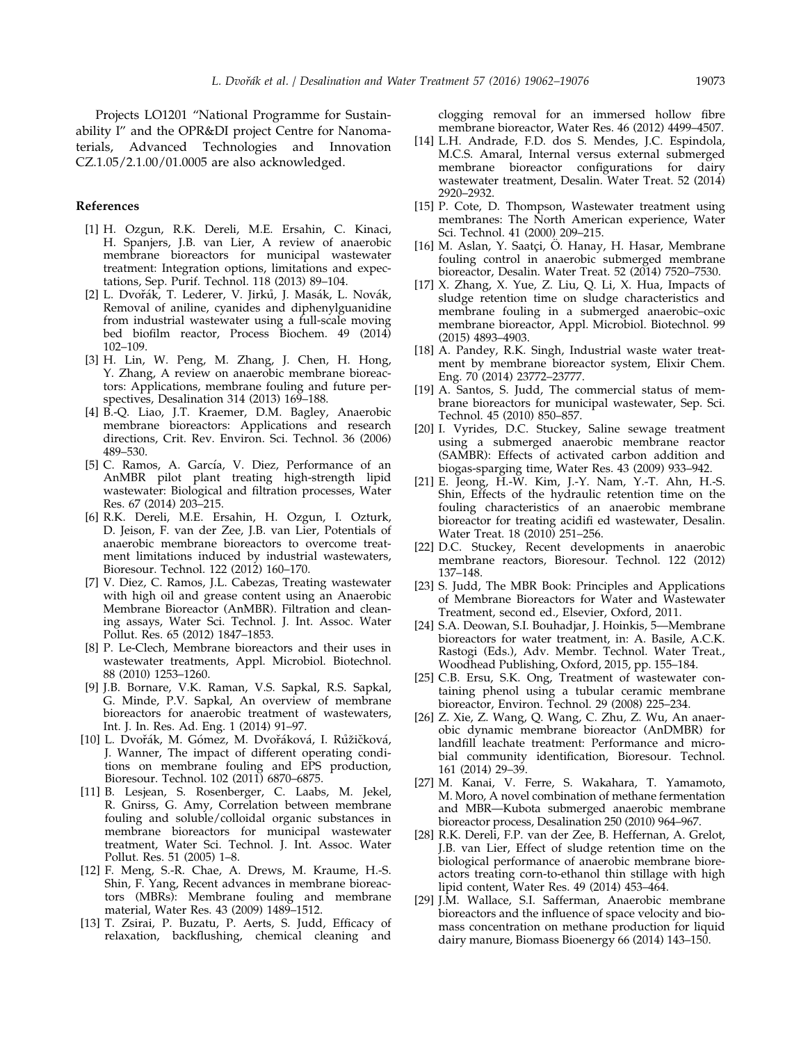Projects LO1201 "National Programme for Sustainability I" and the OPR&DI project Centre for Nanomaterials, Advanced Technologies and Innovation CZ.1.05/2.1.00/01.0005 are also acknowledged.

## References

[1] H. Ozgun, R.K. Dereli, M.E. Ersahin, C. Kinaci, H. Spanjers, J.B. van Lier, A review of anaerobic membrane bioreactors for municipal wastewater treatment: Integration options, limitations and expectations, Sep. Purif. Technol. 118 (2013) 89–104.

[2] L. Dvořák, T. Lederer, V. Jirků, J. Masák, L. Novák, Removal of aniline, cyanides and diphenylguanidine from industrial wastewater using a full-scale moving bed biofilm reactor, Process Biochem. 49 (2014) 102–109.

[3] H. Lin, W. Peng, M. Zhang, J. Chen, H. Hong, Y. Zhang, A review on anaerobic membrane bioreactors: Applications, membrane fouling and future perspectives, Desalination 314 (2013) 169–188.

[4] B.-Q. Liao, J.T. Kraemer, D.M. Bagley, Anaerobic membrane bioreactors: Applications and research directions, Crit. Rev. Environ. Sci. Technol. 36 (2006) 489–530.

[5] C. Ramos, A. García, V. Diez, Performance of an AnMBR pilot plant treating high-strength lipid wastewater: Biological and filtration processes, Water Res. 67 (2014) 203–215.

[6] R.K. Dereli, M.E. Ersahin, H. Ozgun, I. Ozturk, D. Jeison, F. van der Zee, J.B. van Lier, Potentials of anaerobic membrane bioreactors to overcome treatment limitations induced by industrial wastewaters, Bioresour. Technol. 122 (2012) 160–170.

[7] V. Diez, C. Ramos, J.L. Cabezas, Treating wastewater with high oil and grease content using an Anaerobic Membrane Bioreactor (AnMBR). Filtration and cleaning assays, Water Sci. Technol. J. Int. Assoc. Water Pollut. Res. 65 (2012) 1847–1853.

[8] P. Le-Clech, Membrane bioreactors and their uses in wastewater treatments, Appl. Microbiol. Biotechnol. 88 (2010) 1253–1260.

[9] J.B. Bornare, V.K. Raman, V.S. Sapkal, R.S. Sapkal, G. Minde, P.V. Sapkal, An overview of membrane bioreactors for anaerobic treatment of wastewaters, Int. J. In. Res. Ad. Eng. 1 (2014) 91–97.

[10] L. Dvořák, M. Gómez, M. Dvořáková, I. Růžičková, J. Wanner, The impact of different operating conditions on membrane fouling and EPS production, Bioresour. Technol. 102 (2011) 6870–6875.

[11] B. Lesjean, S. Rosenberger, C. Laabs, M. Jekel, R. Gnirss, G. Amy, Correlation between membrane fouling and soluble/colloidal organic substances in membrane bioreactors for municipal wastewater treatment, Water Sci. Technol. J. Int. Assoc. Water Pollut. Res. 51 (2005) 1–8.

[12] F. Meng, S.-R. Chae, A. Drews, M. Kraume, H.-S. Shin, F. Yang, Recent advances in membrane bioreactors (MBRs): Membrane fouling and membrane material, Water Res. 43 (2009) 1489–1512.

[13] T. Zsirai, P. Buzatu, P. Aerts, S. Judd, Efficacy of relaxation, backflushing, chemical cleaning and clogging removal for an immersed hollow fibre membrane bioreactor, Water Res. 46 (2012) 4499–4507.

[14] L.H. Andrade, F.D. dos S. Mendes, J.C. Espindola, M.C.S. Amaral, Internal versus external submerged membrane bioreactor configurations for dairy wastewater treatment, Desalin. Water Treat. 52 (2014) 2920–2932.

[15] P. Cote, D. Thompson, Wastewater treatment using membranes: The North American experience, Water Sci. Technol. 41 (2000) 209–215.

[16] M. Aslan, Y. Saatçi, Ö. Hanay, H. Hasar, Membrane fouling control in anaerobic submerged membrane bioreactor, Desalin. Water Treat. 52 (2014) 7520–7530.

[17] X. Zhang, X. Yue, Z. Liu, Q. Li, X. Hua, Impacts of sludge retention time on sludge characteristics and membrane fouling in a submerged anaerobic–oxic membrane bioreactor, Appl. Microbiol. Biotechnol. 99 (2015) 4893–4903.

[18] A. Pandey, R.K. Singh, Industrial waste water treatment by membrane bioreactor system, Elixir Chem. Eng. 70 (2014) 23772–23777.

[19] A. Santos, S. Judd, The commercial status of membrane bioreactors for municipal wastewater, Sep. Sci. Technol. 45 (2010) 850–857.

[20] I. Vyrides, D.C. Stuckey, Saline sewage treatment using a submerged anaerobic membrane reactor (SAMBR): Effects of activated carbon addition and biogas-sparging time, Water Res. 43 (2009) 933–942.

[21] E. Jeong, H.-W. Kim, J.-Y. Nam, Y.-T. Ahn, H.-S. Shin, Effects of the hydraulic retention time on the fouling characteristics of an anaerobic membrane bioreactor for treating acidifi ed wastewater, Desalin. Water Treat. 18 (2010) 251–256.

[22] D.C. Stuckey, Recent developments in anaerobic membrane reactors, Bioresour. Technol. 122 (2012) 137–148.

[23] S. Judd, The MBR Book: Principles and Applications of Membrane Bioreactors for Water and Wastewater Treatment, second ed., Elsevier, Oxford, 2011.

[24] S.A. Deowan, S.I. Bouhadjar, J. Hoinkis, 5—Membrane bioreactors for water treatment, in: A. Basile, A.C.K. Rastogi (Eds.), Adv. Membr. Technol. Water Treat., Woodhead Publishing, Oxford, 2015, pp. 155–184.

[25] C.B. Ersu, S.K. Ong, Treatment of wastewater containing phenol using a tubular ceramic membrane bioreactor, Environ. Technol. 29 (2008) 225–234.

[26] Z. Xie, Z. Wang, Q. Wang, C. Zhu, Z. Wu, An anaerobic dynamic membrane bioreactor (AnDMBR) for landfill leachate treatment: Performance and microbial community identification, Bioresour. Technol. 161 (2014) 29–39.

[27] M. Kanai, V. Ferre, S. Wakahara, T. Yamamoto, M. Moro, A novel combination of methane fermentation and MBR—Kubota submerged anaerobic membrane bioreactor process, Desalination 250 (2010) 964–967.

[28] R.K. Dereli, F.P. van der Zee, B. Heffernan, A. Grelot, J.B. van Lier, Effect of sludge retention time on the biological performance of anaerobic membrane bioreactors treating corn-to-ethanol thin stillage with high lipid content, Water Res. 49 (2014) 453–464.

[29] J.M. Wallace, S.I. Safferman, Anaerobic membrane bioreactors and the influence of space velocity and biomass concentration on methane production for liquid dairy manure, Biomass Bioenergy 66 (2014) 143–150.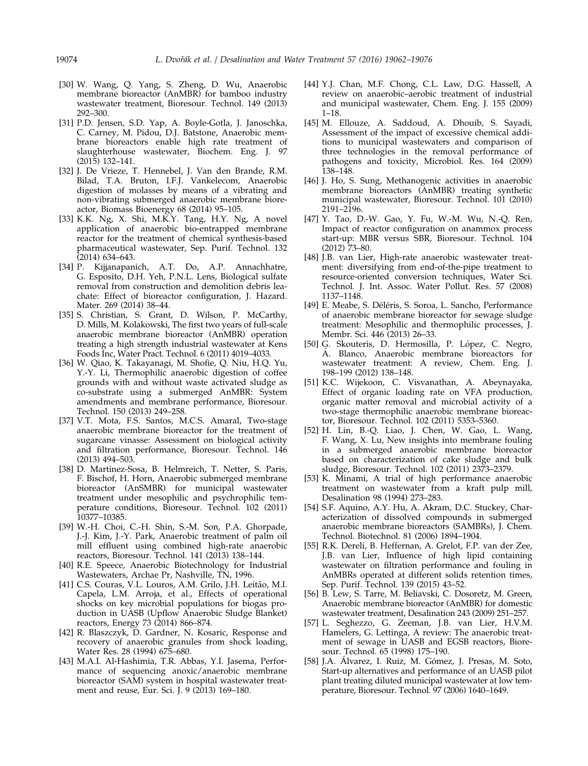[30] W. Wang, Q. Yang, S. Zheng, D. Wu, Anaerobic membrane bioreactor (AnMBR) for bamboo industry wastewater treatment, Bioresour. Technol. 149 (2013) 292–300.

[31] P.D. Jensen, S.D. Yap, A. Boyle-Gotla, J. Janoschka, C. Carney, M. Pidou, D.J. Batstone, Anaerobic membrane bioreactors enable high rate treatment of slaughterhouse wastewater, Biochem. Eng. J. 97 (2015) 132–141.

[32] J. De Vrieze, T. Hennebel, J. Van den Brande, R.M. Bilad, T.A. Bruton, I.F.J. Vankelecom, Anaerobic digestion of molasses by means of a vibrating and non-vibrating submerged anaerobic membrane bioreactor, Biomass Bioenergy 68 (2014) 95–105.

[33] K.K. Ng, X. Shi, M.K.Y. Tang, H.Y. Ng, A novel application of anaerobic bio-entrapped membrane reactor for the treatment of chemical synthesis-based pharmaceutical wastewater, Sep. Purif. Technol. 132 (2014) 634–643.

[34] P. Kijjanapanich, A.T. Do, A.P. Annachhatre, G. Esposito, D.H. Yeh, P.N.L. Lens, Biological sulfate removal from construction and demolition debris leachate: Effect of bioreactor configuration, J. Hazard. Mater. 269 (2014) 38–44.

[35] S. Christian, S. Grant, D. Wilson, P. McCarthy, D. Mills, M. Kolakowski, The first two years of full-scale anaerobic membrane bioreactor (AnMBR) operation treating a high strength industrial wastewater at Kens Foods Inc, Water Pract. Technol. 6 (2011) 4019–4033.

[36] W. Qiao, K. Takayanagi, M. Shofie, Q. Niu, H.Q. Yu, Y.-Y. Li, Thermophilic anaerobic digestion of coffee grounds with and without waste activated sludge as co-substrate using a submerged AnMBR: System amendments and membrane performance, Bioresour. Technol. 150 (2013) 249–258.

[37] V.T. Mota, F.S. Santos, M.C.S. Amaral, Two-stage anaerobic membrane bioreactor for the treatment of sugarcane vinasse: Assessment on biological activity and filtration performance, Bioresour. Technol. 146 (2013) 494–503.

[38] D. Martinez-Sosa, B. Helmreich, T. Netter, S. Paris, F. Bischof, H. Horn, Anaerobic submerged membrane bioreactor (AnSMBR) for municipal wastewater treatment under mesophilic and psychrophilic temperature conditions, Bioresour. Technol. 102 (2011) 10377–10385.

[39] W.-H. Choi, C.-H. Shin, S.-M. Son, P.A. Ghorpade, J.-J. Kim, J.-Y. Park, Anaerobic treatment of palm oil mill effluent using combined high-rate anaerobic reactors, Bioresour. Technol. 141 (2013) 138–144.

[40] R.E. Speece, Anaerobic Biotechnology for Industrial Wastewaters, Archae Pr, Nashville, TN, 1996.

[41] C.S. Couras, V.L. Louros, A.M. Grilo, J.H. Leitão, M.I. Capela, L.M. Arroja, et al., Effects of operational shocks on key microbial populations for biogas production in UASB (Upflow Anaerobic Sludge Blanket) reactors, Energy 73 (2014) 866–874.

[42] R. Blaszczyk, D. Gardner, N. Kosaric, Response and recovery of anaerobic granules from shock loading, Water Res. 28 (1994) 675–680.

[43] M.A.I. Al-Hashimia, T.R. Abbas, Y.I. Jasema, Performance of sequencing anoxic/anaerobic membrane bioreactor (SAM) system in hospital wastewater treatment and reuse, Eur. Sci. J. 9 (2013) 169–180.

[44] Y.J. Chan, M.F. Chong, C.L. Law, D.G. Hassell, A review on anaerobic–aerobic treatment of industrial and municipal wastewater, Chem. Eng. J. 155 (2009) 1–18.

[45] M. Ellouze, A. Saddoud, A. Dhouib, S. Sayadi, Assessment of the impact of excessive chemical additions to municipal wastewaters and comparison of three technologies in the removal performance of pathogens and toxicity, Microbiol. Res. 164 (2009) 138–148.

[46] J. Ho, S. Sung, Methanogenic activities in anaerobic membrane bioreactors (AnMBR) treating synthetic municipal wastewater, Bioresour. Technol. 101 (2010) 2191–2196.

[47] Y. Tao, D.-W. Gao, Y. Fu, W.-M. Wu, N.-Q. Ren, Impact of reactor configuration on anammox process start-up: MBR versus SBR, Bioresour. Technol. 104 (2012) 73–80.

[48] J.B. van Lier, High-rate anaerobic wastewater treatment: diversifying from end-of-the-pipe treatment to resource-oriented conversion techniques, Water Sci. Technol. J. Int. Assoc. Water Pollut. Res. 57 (2008) 1137–1148.

[49] E. Meabe, S. Déléris, S. Soroa, L. Sancho, Performance of anaerobic membrane bioreactor for sewage sludge treatment: Mesophilic and thermophilic processes, J. Membr. Sci. 446 (2013) 26–33.

[50] G. Skouteris, D. Hermosilla, P. López, C. Negro, Á. Blanco, Anaerobic membrane bioreactors for wastewater treatment: A review, Chem. Eng. J. 198–199 (2012) 138–148.

[51] K.C. Wijekoon, C. Visvanathan, A. Abeynayaka, Effect of organic loading rate on VFA production, organic matter removal and microbial activity of a two-stage thermophilic anaerobic membrane bioreactor, Bioresour. Technol. 102 (2011) 5353–5360.

[52] H. Lin, B.-Q. Liao, J. Chen, W. Gao, L. Wang, F. Wang, X. Lu, New insights into membrane fouling in a submerged anaerobic membrane bioreactor based on characterization of cake sludge and bulk sludge, Bioresour. Technol. 102 (2011) 2373–2379.

[53] K. Minami, A trial of high performance anaerobic treatment on wastewater from a kraft pulp mill, Desalination 98 (1994) 273–283.

[54] S.F. Aquino, A.Y. Hu, A. Akram, D.C. Stuckey, Characterization of dissolved compounds in submerged anaerobic membrane bioreactors (SAMBRs), J. Chem. Technol. Biotechnol. 81 (2006) 1894–1904.

[55] R.K. Dereli, B. Heffernan, A. Grelot, F.P. van der Zee, J.B. van Lier, Influence of high lipid containing wastewater on filtration performance and fouling in AnMBRs operated at different solids retention times, Sep. Purif. Technol. 139 (2015) 43–52.

[56] B. Lew, S. Tarre, M. Beliavski, C. Dosoretz, M. Green, Anaerobic membrane bioreactor (AnMBR) for domestic wastewater treatment, Desalination 243 (2009) 251–257.

[57] L. Seghezzo, G. Zeeman, J.B. van Lier, H.V.M. Hamelers, G. Lettinga, A review: The anaerobic treatment of sewage in UASB and EGSB reactors, Bioresour. Technol. 65 (1998) 175–190.

[58] J.A. Álvarez, I. Ruiz, M. Gómez, J. Presas, M. Soto, Start-up alternatives and performance of an UASB pilot plant treating diluted municipal wastewater at low temperature, Bioresour. Technol. 97 (2006) 1640–1649.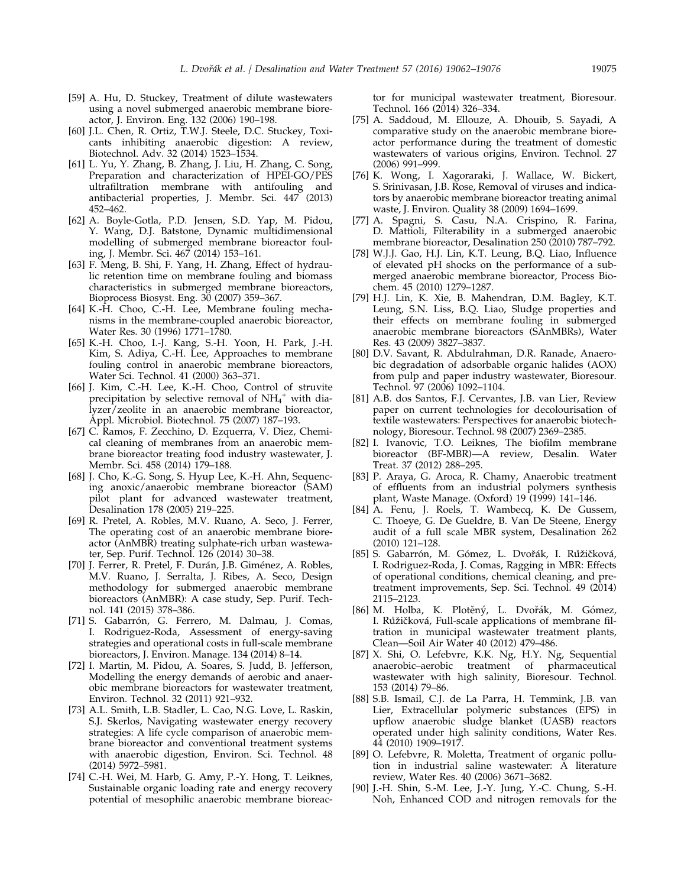[59] A. Hu, D. Stuckey, Treatment of dilute wastewaters using a novel submerged anaerobic membrane bioreactor, J. Environ. Eng. 132 (2006) 190–198.

[60] J.L. Chen, R. Ortiz, T.W.J. Steele, D.C. Stuckey, Toxicants inhibiting anaerobic digestion: A review, Biotechnol. Adv. 32 (2014) 1523–1534.

[61] L. Yu, Y. Zhang, B. Zhang, J. Liu, H. Zhang, C. Song, Preparation and characterization of HPEI-GO/PES ultrafiltration membrane with antifouling and antibacterial properties, J. Membr. Sci. 447 (2013) 452–462.

[62] A. Boyle-Gotla, P.D. Jensen, S.D. Yap, M. Pidou, Y. Wang, D.J. Batstone, Dynamic multidimensional modelling of submerged membrane bioreactor fouling, J. Membr. Sci. 467 (2014) 153–161.

[63] F. Meng, B. Shi, F. Yang, H. Zhang, Effect of hydraulic retention time on membrane fouling and biomass characteristics in submerged membrane bioreactors, Bioprocess Biosyst. Eng. 30 (2007) 359–367.

[64] K.-H. Choo, C.-H. Lee, Membrane fouling mechanisms in the membrane-coupled anaerobic bioreactor, Water Res. 30 (1996) 1771–1780.

[65] K.-H. Choo, I.-J. Kang, S.-H. Yoon, H. Park, J.-H. Kim, S. Adiya, C.-H. Lee, Approaches to membrane fouling control in anaerobic membrane bioreactors, Water Sci. Technol. 41 (2000) 363–371.

[66] J. Kim, C.-H. Lee, K.-H. Choo, Control of struvite precipitation by selective removal of $NH_4^+$ with dialyzer/zeolite in an anaerobic membrane bioreactor, Appl. Microbiol. Biotechnol. 75 (2007) 187–193.

[67] C. Ramos, F. Zecchino, D. Ezquerra, V. Diez, Chemical cleaning of membranes from an anaerobic membrane bioreactor treating food industry wastewater, J. Membr. Sci. 458 (2014) 179–188.

[68] J. Cho, K.-G. Song, S. Hyup Lee, K.-H. Ahn, Sequencing anoxic/anaerobic membrane bioreactor (SAM) pilot plant for advanced wastewater treatment, Desalination 178 (2005) 219–225.

[69] R. Pretel, A. Robles, M.V. Ruano, A. Seco, J. Ferrer, The operating cost of an anaerobic membrane bioreactor (AnMBR) treating sulphate-rich urban wastewater, Sep. Purif. Technol. 126 (2014) 30–38.

[70] J. Ferrer, R. Pretel, F. Durán, J.B. Giménez, A. Robles, M.V. Ruano, J. Serralta, J. Ribes, A. Seco, Design methodology for submerged anaerobic membrane bioreactors (AnMBR): A case study, Sep. Purif. Technol. 141 (2015) 378–386.

[71] S. Gabarrón, G. Ferrero, M. Dalmau, J. Comas, I. Rodriguez-Roda, Assessment of energy-saving strategies and operational costs in full-scale membrane bioreactors, J. Environ. Manage. 134 (2014) 8–14.

[72] I. Martin, M. Pidou, A. Soares, S. Judd, B. Jefferson, Modelling the energy demands of aerobic and anaerobic membrane bioreactors for wastewater treatment, Environ. Technol. 32 (2011) 921–932.

[73] A.L. Smith, L.B. Stadler, L. Cao, N.G. Love, L. Raskin, S.J. Skerlos, Navigating wastewater energy recovery strategies: A life cycle comparison of anaerobic membrane bioreactor and conventional treatment systems with anaerobic digestion, Environ. Sci. Technol. 48 (2014) 5972–5981.

[74] C.-H. Wei, M. Harb, G. Amy, P.-Y. Hong, T. Leiknes, Sustainable organic loading rate and energy recovery potential of mesophilic anaerobic membrane bioreactor for municipal wastewater treatment, Bioresour. Technol. 166 (2014) 326–334.

[75] A. Saddoud, M. Ellouze, A. Dhouib, S. Sayadi, A comparative study on the anaerobic membrane bioreactor performance during the treatment of domestic wastewaters of various origins, Environ. Technol. 27 (2006) 991–999.

[76] K. Wong, I. Xagoraraki, J. Wallace, W. Bickert, S. Srinivasan, J.B. Rose, Removal of viruses and indicators by anaerobic membrane bioreactor treating animal waste, J. Environ. Quality 38 (2009) 1694–1699.

[77] A. Spagni, S. Casu, N.A. Crispino, R. Farina, D. Mattioli, Filterability in a submerged anaerobic membrane bioreactor, Desalination 250 (2010) 787–792.

[78] W.J.J. Gao, H.J. Lin, K.T. Leung, B.Q. Liao, Influence of elevated pH shocks on the performance of a submerged anaerobic membrane bioreactor, Process Biochem. 45 (2010) 1279–1287.

[79] H.J. Lin, K. Xie, B. Mahendran, D.M. Bagley, K.T. Leung, S.N. Liss, B.Q. Liao, Sludge properties and their effects on membrane fouling in submerged anaerobic membrane bioreactors (SAnMBRs), Water Res. 43 (2009) 3827–3837.

[80] D.V. Savant, R. Abdulrahman, D.R. Ranade, Anaerobic degradation of adsorbable organic halides (AOX) from pulp and paper industry wastewater, Bioresour. Technol. 97 (2006) 1092–1104.

[81] A.B. dos Santos, F.J. Cervantes, J.B. van Lier, Review paper on current technologies for decolourisation of textile wastewaters: Perspectives for anaerobic biotechnology, Bioresour. Technol. 98 (2007) 2369–2385.

[82] I. Ivanovic, T.O. Leiknes, The biofilm membrane bioreactor (BF-MBR)—A review, Desalin. Water Treat. 37 (2012) 288–295.

[83] P. Araya, G. Aroca, R. Chamy, Anaerobic treatment of effluents from an industrial polymers synthesis plant, Waste Manage. (Oxford) 19 (1999) 141–146.

[84] A. Fenu, J. Roels, T. Wambecq, K. De Gussem, C. Thoeye, G. De Gueldre, B. Van De Steene, Energy audit of a full scale MBR system, Desalination 262 (2010) 121–128.

[85] S. Gabarrón, M. Gómez, L. Dvořák, I. Růžičková, I. Rodriguez-Roda, J. Comas, Ragging in MBR: Effects of operational conditions, chemical cleaning, and pretreatment improvements, Sep. Sci. Technol. 49 (2014) 2115–2123.

[86] M. Holba, K. Plotěný, L. Dvořák, M. Gómez, I. Růžičková, Full-scale applications of membrane filtration in municipal wastewater treatment plants, Clean—Soil Air Water 40 (2012) 479–486.

[87] X. Shi, O. Lefebvre, K.K. Ng, H.Y. Ng, Sequential anaerobic–aerobic treatment of pharmaceutical wastewater with high salinity, Bioresour. Technol. 153 (2014) 79–86.

[88] S.B. Ismail, C.J. de La Parra, H. Temmink, J.B. van Lier, Extracellular polymeric substances (EPS) in upflow anaerobic sludge blanket (UASB) reactors operated under high salinity conditions, Water Res. 44 (2010) 1909–1917.

[89] O. Lefebvre, R. Moletta, Treatment of organic pollution in industrial saline wastewater: A literature review, Water Res. 40 (2006) 3671–3682.

[90] J.-H. Shin, S.-M. Lee, J.-Y. Jung, Y.-C. Chung, S.-H. Noh, Enhanced COD and nitrogen removals for the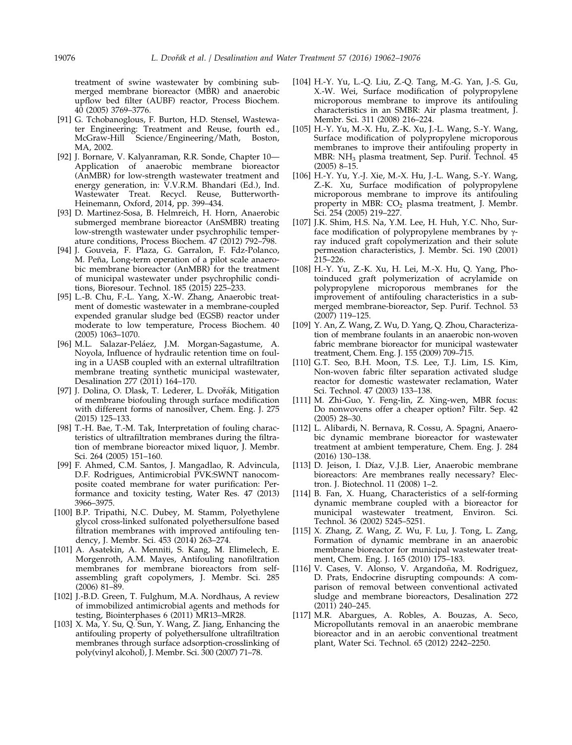treatment of swine wastewater by combining submerged membrane bioreactor (MBR) and anaerobic upflow bed filter (AUBF) reactor, Process Biochem. 40 (2005) 3769–3776.

[91] G. Tchobanoglous, F. Burton, H.D. Stensel, Wastewater Engineering: Treatment and Reuse, fourth ed., McGraw-Hill Science/Engineering/Math, Boston, MA, 2002.

[92] J. Bornare, V. Kalyanraman, R.R. Sonde, Chapter 10—Application of anaerobic membrane bioreactor (AnMBR) for low-strength wastewater treatment and energy generation, in: V.V.R.M. Bhandari (Ed.), Ind. Wastewater Treat. Recycl. Reuse, Butterworth-Heinemann, Oxford, 2014, pp. 399–434.

[93] D. Martinez-Sosa, B. Helmreich, H. Horn, Anaerobic submerged membrane bioreactor (AnSMBR) treating low-strength wastewater under psychrophilic temperature conditions, Process Biochem. 47 (2012) 792–798.

[94] J. Gouveia, F. Plaza, G. Garralon, F. Fdz-Polanco, M. Peña, Long-term operation of a pilot scale anaerobic membrane bioreactor (AnMBR) for the treatment of municipal wastewater under psychrophilic conditions, Bioresour. Technol. 185 (2015) 225–233.

[95] L.-B. Chu, F.-L. Yang, X.-W. Zhang, Anaerobic treatment of domestic wastewater in a membrane-coupled expended granular sludge bed (EGSB) reactor under moderate to low temperature, Process Biochem. 40 (2005) 1063–1070.

[96] M.L. Salazar-Peláez, J.M. Morgan-Sagastume, A. Noyola, Influence of hydraulic retention time on fouling in a UASB coupled with an external ultrafiltration membrane treating synthetic municipal wastewater, Desalination 277 (2011) 164–170.

[97] J. Dolina, O. Dlask, T. Lederer, L. Dvořák, Mitigation of membrane biofouling through surface modification with different forms of nanosilver, Chem. Eng. J. 275 (2015) 125–133.

[98] T.-H. Bae, T.-M. Tak, Interpretation of fouling characteristics of ultrafiltration membranes during the filtration of membrane bioreactor mixed liquor, J. Membr. Sci. 264 (2005) 151–160.

[99] F. Ahmed, C.M. Santos, J. Mangadlao, R. Advincula, D.F. Rodrigues, Antimicrobial PVK:SWNT nanocomposite coated membrane for water purification: Performance and toxicity testing, Water Res. 47 (2013) 3966–3975.

[100] B.P. Tripathi, N.C. Dubey, M. Stamm, Polyethylene glycol cross-linked sulfonated polyethersulfone based filtration membranes with improved antifouling tendency, J. Membr. Sci. 453 (2014) 263–274.

[101] A. Asatekin, A. Menniti, S. Kang, M. Elimelech, E. Morgenroth, A.M. Mayes, Antifouling nanofiltration membranes for membrane bioreactors from self-assembling graft copolymers, J. Membr. Sci. 285 (2006) 81–89.

[102] J.-B.D. Green, T. Fulghum, M.A. Nordhaus, A review of immobilized antimicrobial agents and methods for testing, Biointerphases 6 (2011) MR13–MR28.

[103] X. Ma, Y. Su, Q. Sun, Y. Wang, Z. Jiang, Enhancing the antifouling property of polyethersulfone ultrafiltration membranes through surface adsorption-crosslinking of poly(vinyl alcohol), J. Membr. Sci. 300 (2007) 71–78.

[104] H.-Y. Yu, L.-Q. Liu, Z.-Q. Tang, M.-G. Yan, J.-S. Gu, X.-W. Wei, Surface modification of polypropylene microporous membrane to improve its antifouling characteristics in an SMBR: Air plasma treatment, J. Membr. Sci. 311 (2008) 216–224.

[105] H.-Y. Yu, M.-X. Hu, Z.-K. Xu, J.-L. Wang, S.-Y. Wang, Surface modification of polypropylene microporous membranes to improve their antifouling property in MBR: $NH_3$ plasma treatment, Sep. Purif. Technol. 45 (2005) 8–15.

[106] H.-Y. Yu, Y.-J. Xie, M.-X. Hu, J.-L. Wang, S.-Y. Wang, Z.-K. Xu, Surface modification of polypropylene microporous membrane to improve its antifouling property in MBR: $CO_2$ plasma treatment, J. Membr. Sci. 254 (2005) 219–227.

[107] J.K. Shim, H.S. Na, Y.M. Lee, H. Huh, Y.C. Nho, Surface modification of polypropylene membranes by $\gamma$-ray induced graft copolymerization and their solute permeation characteristics, J. Membr. Sci. 190 (2001) 215–226.

[108] H.-Y. Yu, Z.-K. Xu, H. Lei, M.-X. Hu, Q. Yang, Photoinduced graft polymerization of acrylamide on polypropylene microporous membranes for the improvement of antifouling characteristics in a submerged membrane-bioreactor, Sep. Purif. Technol. 53 (2007) 119–125.

[109] Y. An, Z. Wang, Z. Wu, D. Yang, Q. Zhou, Characterization of membrane foulants in an anaerobic non-woven fabric membrane bioreactor for municipal wastewater treatment, Chem. Eng. J. 155 (2009) 709–715.

[110] G.T. Seo, B.H. Moon, T.S. Lee, T.J. Lim, I.S. Kim, Non-woven fabric filter separation activated sludge reactor for domestic wastewater reclamation, Water Sci. Technol. 47 (2003) 133–138.

[111] M. Zhi-Guo, Y. Feng-lin, Z. Xing-wen, MBR focus: Do nonwovens offer a cheaper option? Filtr. Sep. 42 (2005) 28–30.

[112] L. Alibardi, N. Bernava, R. Cossu, A. Spagni, Anaerobic dynamic membrane bioreactor for wastewater treatment at ambient temperature, Chem. Eng. J. 284 (2016) 130–138.

[113] D. Jeison, I. Díaz, V.J.B. Lier, Anaerobic membrane bioreactors: Are membranes really necessary? Electron. J. Biotechnol. 11 (2008) 1–2.

[114] B. Fan, X. Huang, Characteristics of a self-forming dynamic membrane coupled with a bioreactor for municipal wastewater treatment, Environ. Sci. Technol. 36 (2002) 5245–5251.

[115] X. Zhang, Z. Wang, Z. Wu, F. Lu, J. Tong, L. Zang, Formation of dynamic membrane in an anaerobic membrane bioreactor for municipal wastewater treatment, Chem. Eng. J. 165 (2010) 175–183.

[116] V. Cases, V. Alonso, V. Argandoña, M. Rodriguez, D. Prats, Endocrine disrupting compounds: A comparison of removal between conventional activated sludge and membrane bioreactors, Desalination 272 (2011) 240–245.

[117] M.R. Abargues, A. Robles, A. Bouzas, A. Seco, Micropollutants removal in an anaerobic membrane bioreactor and in an aerobic conventional treatment plant, Water Sci. Technol. 65 (2012) 2242–2250.